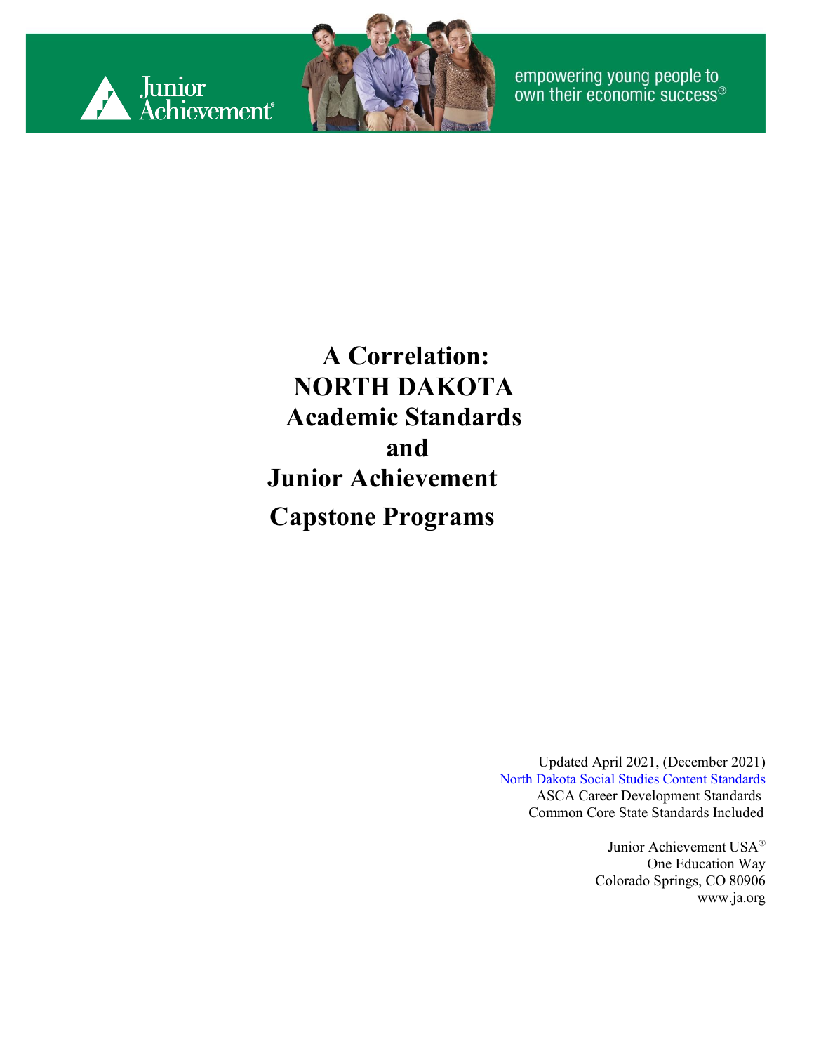Junior Achievement®

empowering young people to own their economic success®

# A Correlation: NORTH DAKOTA Academic Standards and Junior Achievement Capstone Programs

Updated April 2021, (December 2021)
North Dakota Social Studies Content Standards
ASCA Career Development Standards
Common Core State Standards Included

Junior Achievement USA®
One Education Way
Colorado Springs, CO 80906
www.ja.org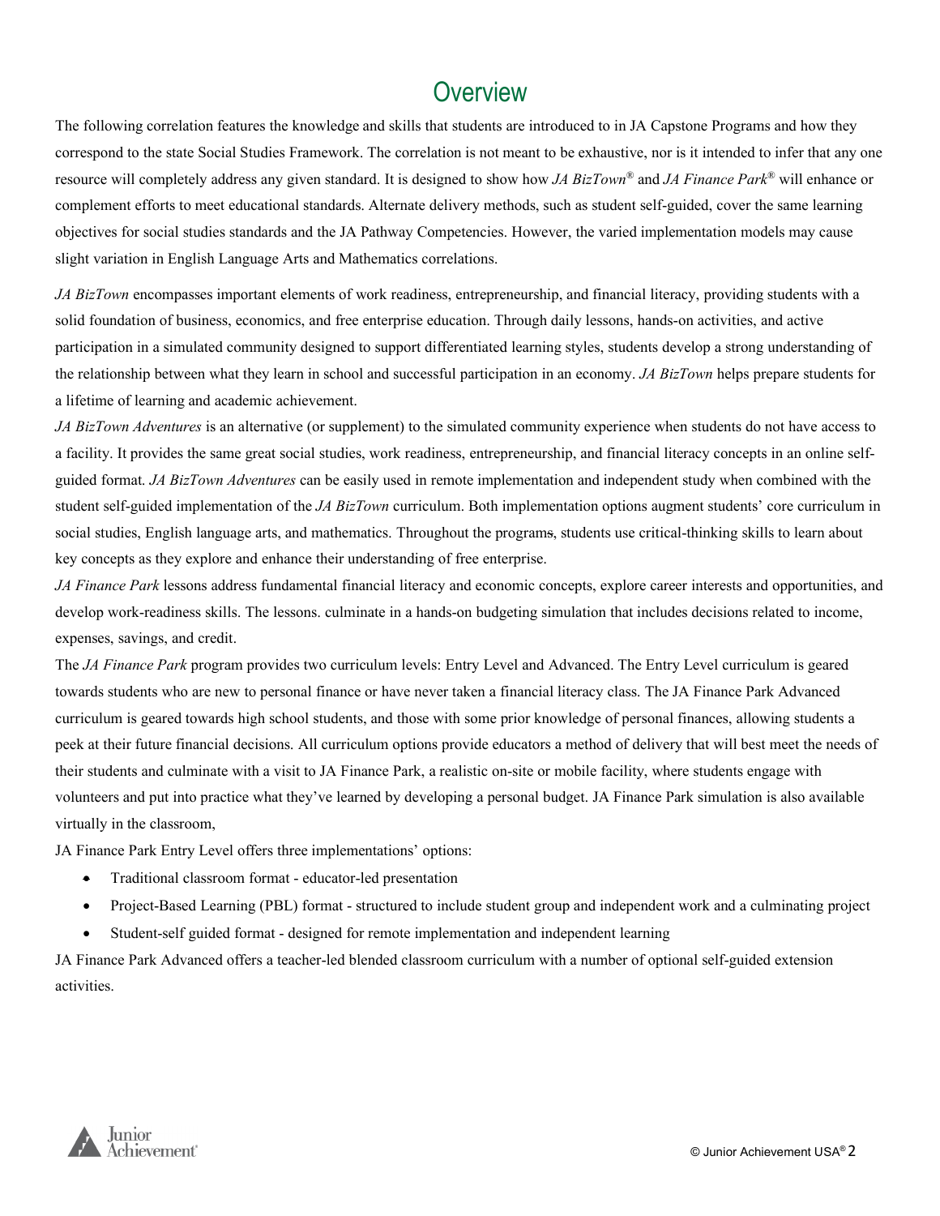# Overview

The following correlation features the knowledge and skills that students are introduced to in JA Capstone Programs and how they correspond to the state Social Studies Framework. The correlation is not meant to be exhaustive, nor is it intended to infer that any one resource will completely address any given standard. It is designed to show how *JA BizTown*® and *JA Finance Park*® will enhance or complement efforts to meet educational standards. Alternate delivery methods, such as student self-guided, cover the same learning objectives for social studies standards and the JA Pathway Competencies. However, the varied implementation models may cause slight variation in English Language Arts and Mathematics correlations.

*JA BizTown* encompasses important elements of work readiness, entrepreneurship, and financial literacy, providing students with a solid foundation of business, economics, and free enterprise education. Through daily lessons, hands-on activities, and active participation in a simulated community designed to support differentiated learning styles, students develop a strong understanding of the relationship between what they learn in school and successful participation in an economy. *JA BizTown* helps prepare students for a lifetime of learning and academic achievement.

*JA BizTown Adventures* is an alternative (or supplement) to the simulated community experience when students do not have access to a facility. It provides the same great social studies, work readiness, entrepreneurship, and financial literacy concepts in an online self-guided format. *JA BizTown Adventures* can be easily used in remote implementation and independent study when combined with the student self-guided implementation of the *JA BizTown* curriculum. Both implementation options augment students' core curriculum in social studies, English language arts, and mathematics. Throughout the programs, students use critical-thinking skills to learn about key concepts as they explore and enhance their understanding of free enterprise.

*JA Finance Park* lessons address fundamental financial literacy and economic concepts, explore career interests and opportunities, and develop work-readiness skills. The lessons. culminate in a hands-on budgeting simulation that includes decisions related to income, expenses, savings, and credit.

The *JA Finance Park* program provides two curriculum levels: Entry Level and Advanced. The Entry Level curriculum is geared towards students who are new to personal finance or have never taken a financial literacy class. The JA Finance Park Advanced curriculum is geared towards high school students, and those with some prior knowledge of personal finances, allowing students a peek at their future financial decisions. All curriculum options provide educators a method of delivery that will best meet the needs of their students and culminate with a visit to JA Finance Park, a realistic on-site or mobile facility, where students engage with volunteers and put into practice what they've learned by developing a personal budget. JA Finance Park simulation is also available virtually in the classroom,

JA Finance Park Entry Level offers three implementations' options:

- Traditional classroom format - educator-led presentation
- Project-Based Learning (PBL) format - structured to include student group and independent work and a culminating project
- Student-self guided format - designed for remote implementation and independent learning

JA Finance Park Advanced offers a teacher-led blended classroom curriculum with a number of optional self-guided extension activities.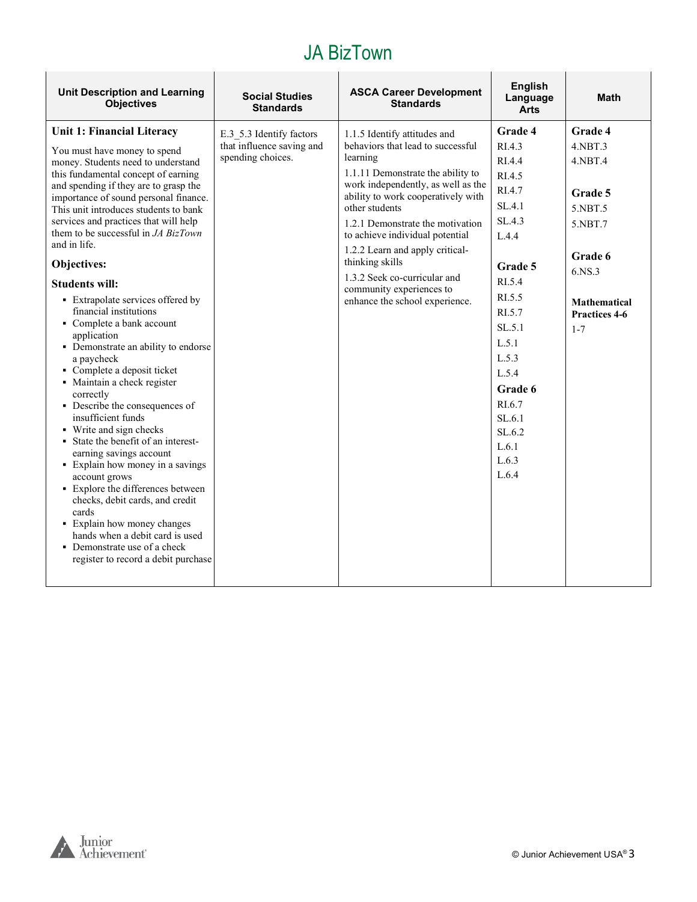# JA BizTown

| Unit Description and Learning Objectives | Social Studies Standards | ASCA Career Development Standards | English Language Arts | Math |
|---|---|---|---|---|
| **Unit 1: Financial Literacy**<br><br>You must have money to spend money. Students need to understand this fundamental concept of earning and spending if they are to grasp the importance of sound personal finance. This unit introduces students to bank services and practices that will help them to be successful in *JA BizTown* and in life.<br><br>**Objectives:**<br><br>**Students will:**<br>▪ Extrapolate services offered by financial institutions<br>▪ Complete a bank account application<br>▪ Demonstrate an ability to endorse a paycheck<br>▪ Complete a deposit ticket<br>▪ Maintain a check register correctly<br>▪ Describe the consequences of insufficient funds<br>▪ Write and sign checks<br>▪ State the benefit of an interest-earning savings account<br>▪ Explain how money in a savings account grows<br>▪ Explore the differences between checks, debit cards, and credit cards<br>▪ Explain how money changes hands when a debit card is used<br>▪ Demonstrate use of a check register to record a debit purchase | E.3_5.3 Identify factors that influence saving and spending choices. | 1.1.5 Identify attitudes and behaviors that lead to successful learning<br><br>1.1.11 Demonstrate the ability to work independently, as well as the ability to work cooperatively with other students<br><br>1.2.1 Demonstrate the motivation to achieve individual potential<br><br>1.2.2 Learn and apply critical-thinking skills<br><br>1.3.2 Seek co-curricular and community experiences to enhance the school experience. | **Grade 4**<br>RI.4.3<br>RI.4.4<br>RI.4.5<br>RI.4.7<br>SL.4.1<br>SL.4.3<br>L.4.4<br><br>**Grade 5**<br>RI.5.4<br>RI.5.5<br>RI.5.7<br>SL.5.1<br>L.5.1<br>L.5.3<br>L.5.4<br><br>**Grade 6**<br>RI.6.7<br>SL.6.1<br>SL.6.2<br>L.6.1<br>L.6.3<br>L.6.4 | **Grade 4**<br>4.NBT.3<br>4.NBT.4<br><br>**Grade 5**<br>5.NBT.5<br>5.NBT.7<br><br>**Grade 6**<br>6.NS.3<br><br>**Mathematical Practices 4-6**<br>1-7 |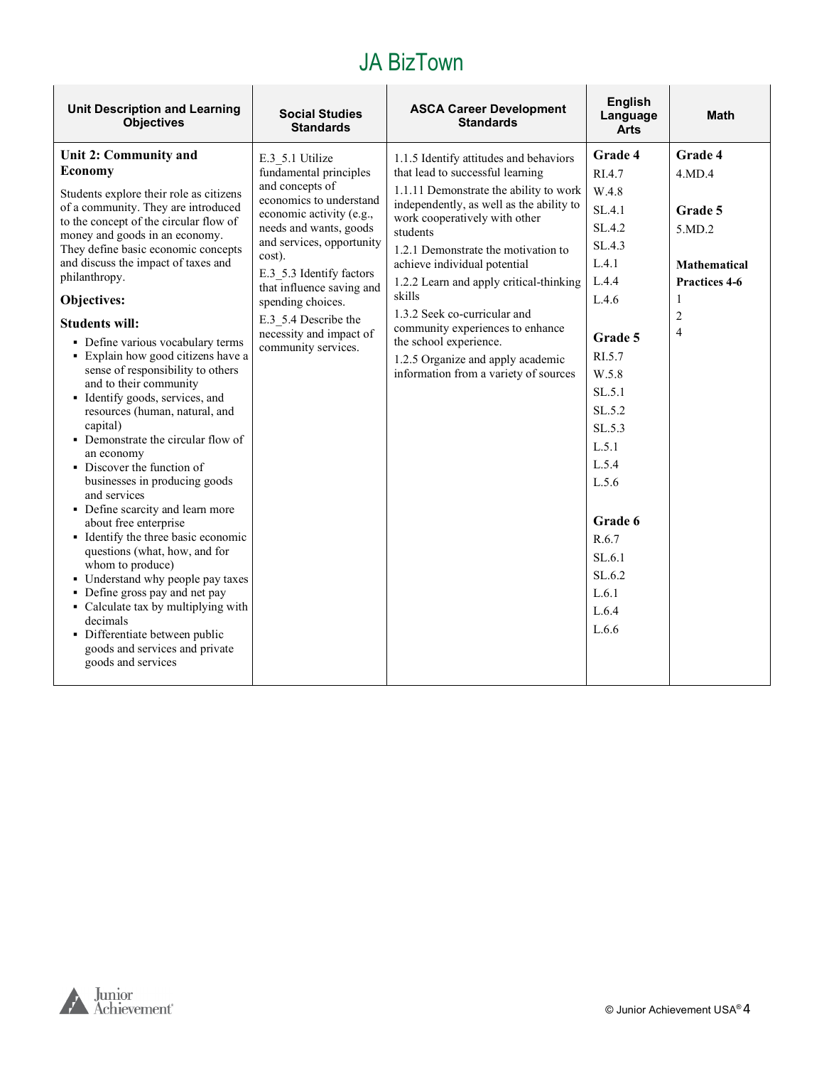# JA BizTown

| Unit Description and Learning Objectives | Social Studies Standards | ASCA Career Development Standards | English Language Arts | Math |
|---|---|---|---|---|
| **Unit 2: Community and Economy**<br><br>Students explore their role as citizens of a community. They are introduced to the concept of the circular flow of money and goods in an economy. They define basic economic concepts and discuss the impact of taxes and philanthropy.<br><br>**Objectives:**<br><br>**Students will:**<br>▪ Define various vocabulary terms<br>▪ Explain how good citizens have a sense of responsibility to others and to their community<br>▪ Identify goods, services, and resources (human, natural, and capital)<br>▪ Demonstrate the circular flow of an economy<br>▪ Discover the function of businesses in producing goods and services<br>▪ Define scarcity and learn more about free enterprise<br>▪ Identify the three basic economic questions (what, how, and for whom to produce)<br>▪ Understand why people pay taxes<br>▪ Define gross pay and net pay<br>▪ Calculate tax by multiplying with decimals<br>▪ Differentiate between public goods and services and private goods and services | E.3_5.1 Utilize fundamental principles and concepts of economics to understand economic activity (e.g., needs and wants, goods and services, opportunity cost).<br><br>E.3_5.3 Identify factors that influence saving and spending choices.<br><br>E.3_5.4 Describe the necessity and impact of community services. | 1.1.5 Identify attitudes and behaviors that lead to successful learning<br><br>1.1.11 Demonstrate the ability to work independently, as well as the ability to work cooperatively with other students<br><br>1.2.1 Demonstrate the motivation to achieve individual potential<br><br>1.2.2 Learn and apply critical-thinking skills<br><br>1.3.2 Seek co-curricular and community experiences to enhance the school experience.<br><br>1.2.5 Organize and apply academic information from a variety of sources | **Grade 4**<br>RI.4.7<br>W.4.8<br>SL.4.1<br>SL.4.2<br>SL.4.3<br>L.4.1<br>L.4.4<br>L.4.6<br><br>**Grade 5**<br>RI.5.7<br>W.5.8<br>SL.5.1<br>SL.5.2<br>SL.5.3<br>L.5.1<br>L.5.4<br>L.5.6<br><br>**Grade 6**<br>R.6.7<br>SL.6.1<br>SL.6.2<br>L.6.1<br>L.6.4<br>L.6.6 | **Grade 4**<br>4.MD.4<br><br>**Grade 5**<br>5.MD.2<br><br>**Mathematical Practices 4-6**<br>1<br>2<br>4 |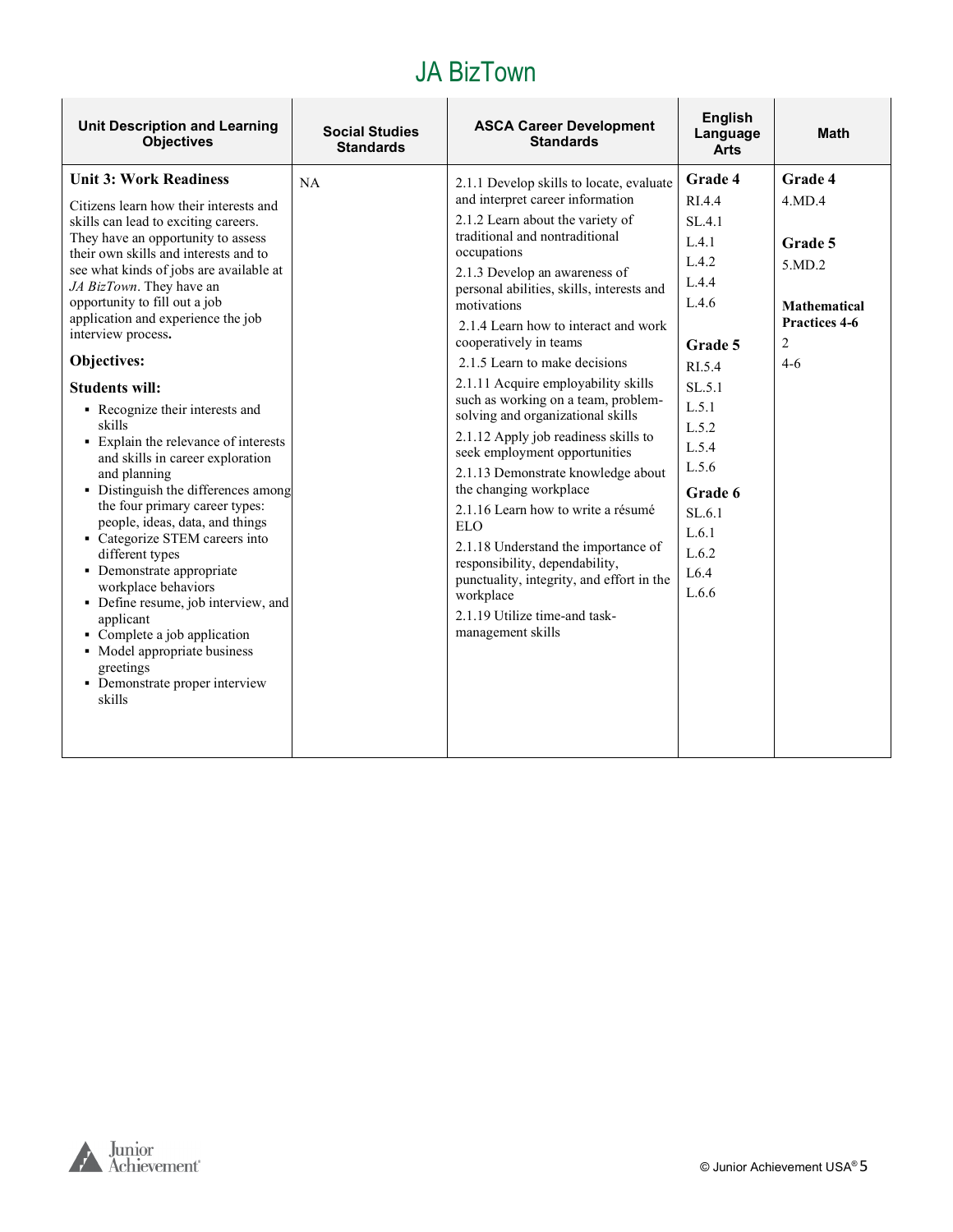# JA BizTown

| Unit Description and Learning Objectives | Social Studies Standards | ASCA Career Development Standards | English Language Arts | Math |
|---|---|---|---|---|
| **Unit 3: Work Readiness**<br><br>Citizens learn how their interests and skills can lead to exciting careers. They have an opportunity to assess their own skills and interests and to see what kinds of jobs are available at *JA BizTown*. They have an opportunity to fill out a job application and experience the job interview process.<br><br>**Objectives:**<br><br>**Students will:**<br>▪ Recognize their interests and skills<br>▪ Explain the relevance of interests and skills in career exploration and planning<br>▪ Distinguish the differences among the four primary career types: people, ideas, data, and things<br>▪ Categorize STEM careers into different types<br>▪ Demonstrate appropriate workplace behaviors<br>▪ Define resume, job interview, and applicant<br>▪ Complete a job application<br>▪ Model appropriate business greetings<br>▪ Demonstrate proper interview skills | NA | 2.1.1 Develop skills to locate, evaluate and interpret career information<br>2.1.2 Learn about the variety of traditional and nontraditional occupations<br>2.1.3 Develop an awareness of personal abilities, skills, interests and motivations<br>2.1.4 Learn how to interact and work cooperatively in teams<br>2.1.5 Learn to make decisions<br>2.1.11 Acquire employability skills such as working on a team, problem-solving and organizational skills<br>2.1.12 Apply job readiness skills to seek employment opportunities<br>2.1.13 Demonstrate knowledge about the changing workplace<br>2.1.16 Learn how to write a résumé ELO<br>2.1.18 Understand the importance of responsibility, dependability, punctuality, integrity, and effort in the workplace<br>2.1.19 Utilize time-and task-management skills | **Grade 4**<br>RI.4.4<br>SL.4.1<br>L.4.1<br>L.4.2<br>L.4.4<br>L.4.6<br><br>**Grade 5**<br>RI.5.4<br>SL.5.1<br>L.5.1<br>L.5.2<br>L.5.4<br>L.5.6<br>**Grade 6**<br>SL.6.1<br>L.6.1<br>L.6.2<br>L6.4<br>L.6.6 | **Grade 4**<br>4.MD.4<br><br>**Grade 5**<br>5.MD.2<br><br>**Mathematical Practices 4-6**<br>2<br>4-6 |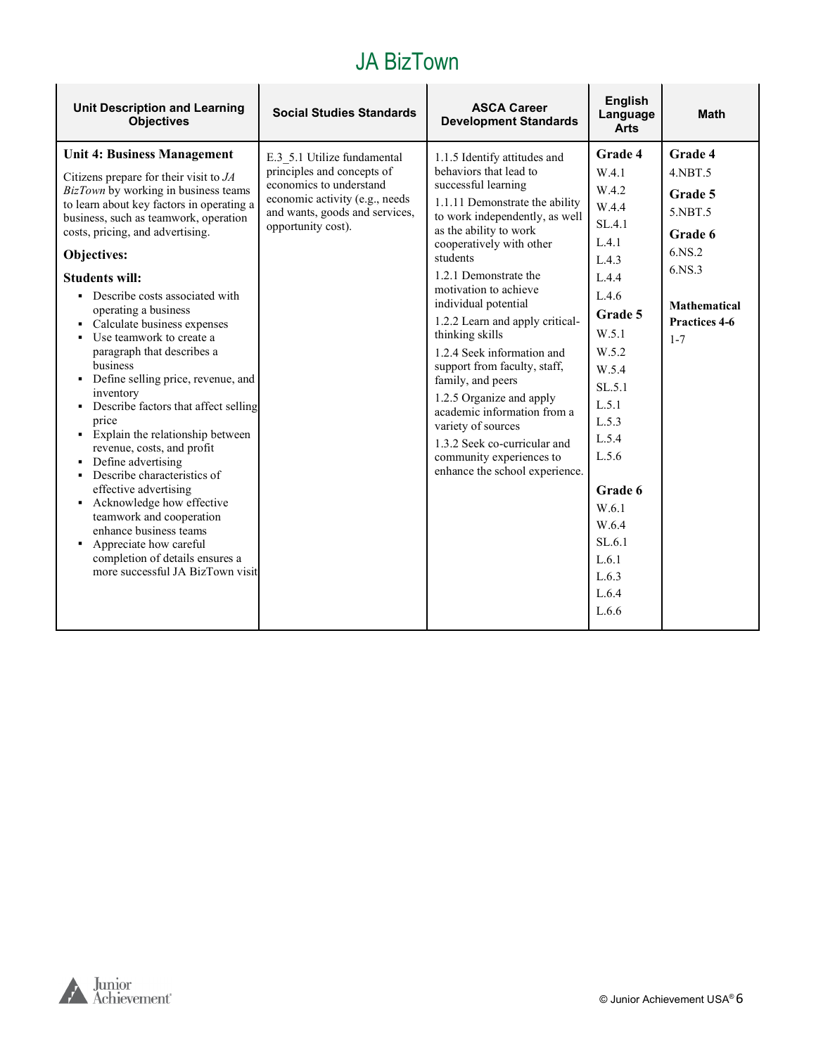# JA BizTown

| Unit Description and Learning Objectives | Social Studies Standards | ASCA Career Development Standards | English Language Arts | Math |
|---|---|---|---|---|
| **Unit 4: Business Management**<br><br>Citizens prepare for their visit to *JA BizTown* by working in business teams to learn about key factors in operating a business, such as teamwork, operation costs, pricing, and advertising.<br><br>**Objectives:**<br><br>**Students will:**<br>▪ Describe costs associated with operating a business<br>▪ Calculate business expenses<br>▪ Use teamwork to create a paragraph that describes a business<br>▪ Define selling price, revenue, and inventory<br>▪ Describe factors that affect selling price<br>▪ Explain the relationship between revenue, costs, and profit<br>▪ Define advertising<br>▪ Describe characteristics of effective advertising<br>▪ Acknowledge how effective teamwork and cooperation enhance business teams<br>▪ Appreciate how careful completion of details ensures a more successful JA BizTown visit | E.3_5.1 Utilize fundamental principles and concepts of economics to understand economic activity (e.g., needs and wants, goods and services, opportunity cost). | 1.1.5 Identify attitudes and behaviors that lead to successful learning<br><br>1.1.11 Demonstrate the ability to work independently, as well as the ability to work cooperatively with other students<br><br>1.2.1 Demonstrate the motivation to achieve individual potential<br><br>1.2.2 Learn and apply critical-thinking skills<br><br>1.2.4 Seek information and support from faculty, staff, family, and peers<br><br>1.2.5 Organize and apply academic information from a variety of sources<br><br>1.3.2 Seek co-curricular and community experiences to enhance the school experience. | **Grade 4**<br>W.4.1<br>W.4.2<br>W.4.4<br>SL.4.1<br>L.4.1<br>L.4.3<br>L.4.4<br>L.4.6<br>**Grade 5**<br>W.5.1<br>W.5.2<br>W.5.4<br>SL.5.1<br>L.5.1<br>L.5.3<br>L.5.4<br>L.5.6<br><br>**Grade 6**<br>W.6.1<br>W.6.4<br>SL.6.1<br>L.6.1<br>L.6.3<br>L.6.4<br>L.6.6 | **Grade 4**<br>4.NBT.5<br>**Grade 5**<br>5.NBT.5<br>**Grade 6**<br>6.NS.2<br>6.NS.3<br><br>**Mathematical Practices 4-6**<br>1-7 |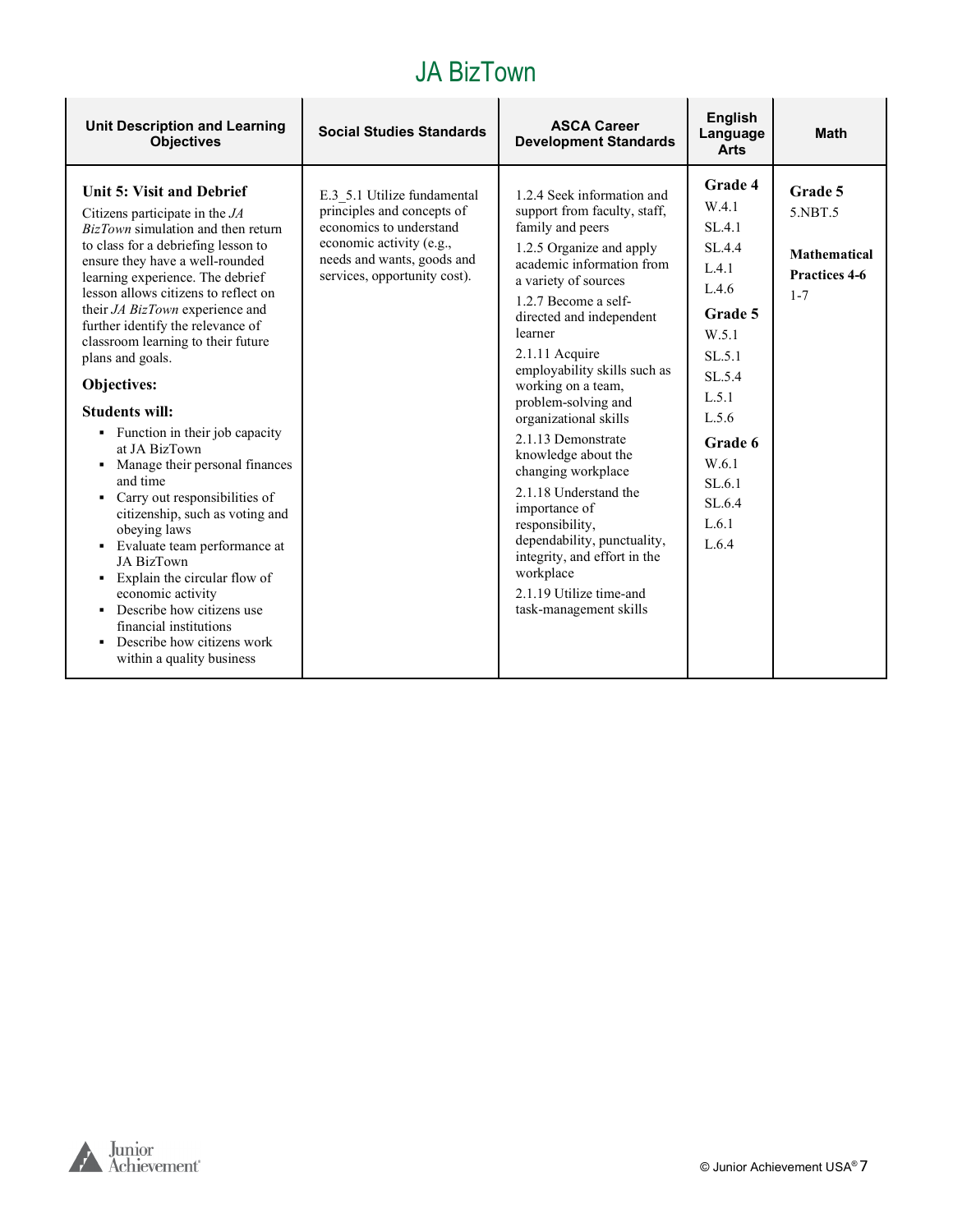# JA BizTown

| Unit Description and Learning Objectives | Social Studies Standards | ASCA Career Development Standards | English Language Arts | Math |
|---|---|---|---|---|
| **Unit 5: Visit and Debrief**<br>Citizens participate in the *JA BizTown* simulation and then return to class for a debriefing lesson to ensure they have a well-rounded learning experience. The debrief lesson allows citizens to reflect on their *JA BizTown* experience and further identify the relevance of classroom learning to their future plans and goals.<br>**Objectives:**<br>**Students will:**<br>▪ Function in their job capacity at JA BizTown<br>▪ Manage their personal finances and time<br>▪ Carry out responsibilities of citizenship, such as voting and obeying laws<br>▪ Evaluate team performance at JA BizTown<br>▪ Explain the circular flow of economic activity<br>▪ Describe how citizens use financial institutions<br>▪ Describe how citizens work within a quality business | E.3_5.1 Utilize fundamental principles and concepts of economics to understand economic activity (e.g., needs and wants, goods and services, opportunity cost). | 1.2.4 Seek information and support from faculty, staff, family and peers<br>1.2.5 Organize and apply academic information from a variety of sources<br>1.2.7 Become a self-directed and independent learner<br>2.1.11 Acquire employability skills such as working on a team, problem-solving and organizational skills<br>2.1.13 Demonstrate knowledge about the changing workplace<br>2.1.18 Understand the importance of responsibility, dependability, punctuality, integrity, and effort in the workplace<br>2.1.19 Utilize time-and task-management skills | **Grade 4**<br>W.4.1<br>SL.4.1<br>SL.4.4<br>L.4.1<br>L.4.6<br>**Grade 5**<br>W.5.1<br>SL.5.1<br>SL.5.4<br>L.5.1<br>L.5.6<br>**Grade 6**<br>W.6.1<br>SL.6.1<br>SL.6.4<br>L.6.1<br>L.6.4 | **Grade 5**<br>5.NBT.5<br><br>**Mathematical Practices 4-6**<br>1-7 |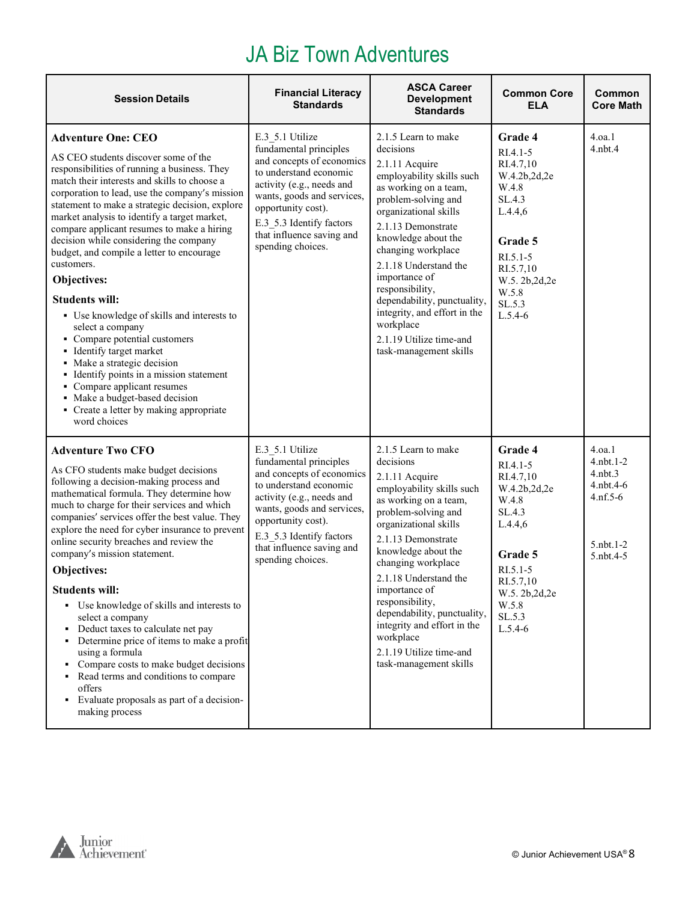# JA Biz Town Adventures

| Session Details | Financial Literacy Standards | ASCA Career Development Standards | Common Core ELA | Common Core Math |
|---|---|---|---|---|
| **Adventure One: CEO**<br><br>AS CEO students discover some of the responsibilities of running a business. They match their interests and skills to choose a corporation to lead, use the company's mission statement to make a strategic decision, explore market analysis to identify a target market, compare applicant resumes to make a hiring decision while considering the company budget, and compile a letter to encourage customers.<br><br>**Objectives:**<br><br>**Students will:**<br>▪ Use knowledge of skills and interests to select a company<br>▪ Compare potential customers<br>▪ Identify target market<br>▪ Make a strategic decision<br>▪ Identify points in a mission statement<br>▪ Compare applicant resumes<br>▪ Make a budget-based decision<br>▪ Create a letter by making appropriate word choices | E.3_5.1 Utilize fundamental principles and concepts of economics to understand economic activity (e.g., needs and wants, goods and services, opportunity cost).<br><br>E.3_5.3 Identify factors that influence saving and spending choices. | 2.1.5 Learn to make decisions<br><br>2.1.11 Acquire employability skills such as working on a team, problem-solving and organizational skills<br><br>2.1.13 Demonstrate knowledge about the changing workplace<br><br>2.1.18 Understand the importance of responsibility, dependability, punctuality, integrity, and effort in the workplace<br><br>2.1.19 Utilize time-and task-management skills | **Grade 4**<br>RI.4.1-5<br>RI.4.7,10<br>W.4.2b,2d,2e<br>W.4.8<br>SL.4.3<br>L.4.4,6<br><br>**Grade 5**<br>RI.5.1-5<br>RI.5.7,10<br>W.5. 2b,2d,2e<br>W.5.8<br>SL.5.3<br>L.5.4-6 | 4.oa.1<br>4.nbt.4 |
| **Adventure Two CFO**<br><br>As CFO students make budget decisions following a decision-making process and mathematical formula. They determine how much to charge for their services and which companies' services offer the best value. They explore the need for cyber insurance to prevent online security breaches and review the company's mission statement.<br><br>**Objectives:**<br><br>**Students will:**<br>▪ Use knowledge of skills and interests to select a company<br>▪ Deduct taxes to calculate net pay<br>▪ Determine price of items to make a profit using a formula<br>▪ Compare costs to make budget decisions<br>▪ Read terms and conditions to compare offers<br>▪ Evaluate proposals as part of a decision-making process | E.3_5.1 Utilize fundamental principles and concepts of economics to understand economic activity (e.g., needs and wants, goods and services, opportunity cost).<br><br>E.3_5.3 Identify factors that influence saving and spending choices. | 2.1.5 Learn to make decisions<br><br>2.1.11 Acquire employability skills such as working on a team, problem-solving and organizational skills<br><br>2.1.13 Demonstrate knowledge about the changing workplace<br><br>2.1.18 Understand the importance of responsibility, dependability, punctuality, integrity and effort in the workplace<br><br>2.1.19 Utilize time-and task-management skills | **Grade 4**<br>RI.4.1-5<br>RI.4.7,10<br>W.4.2b,2d,2e<br>W.4.8<br>SL.4.3<br>L.4.4,6<br><br>**Grade 5**<br>RI.5.1-5<br>RI.5.7,10<br>W.5. 2b,2d,2e<br>W.5.8<br>SL.5.3<br>L.5.4-6 | 4.oa.1<br>4.nbt.1-2<br>4.nbt.3<br>4.nbt.4-6<br>4.nf.5-6<br><br>5.nbt.1-2<br>5.nbt.4-5 |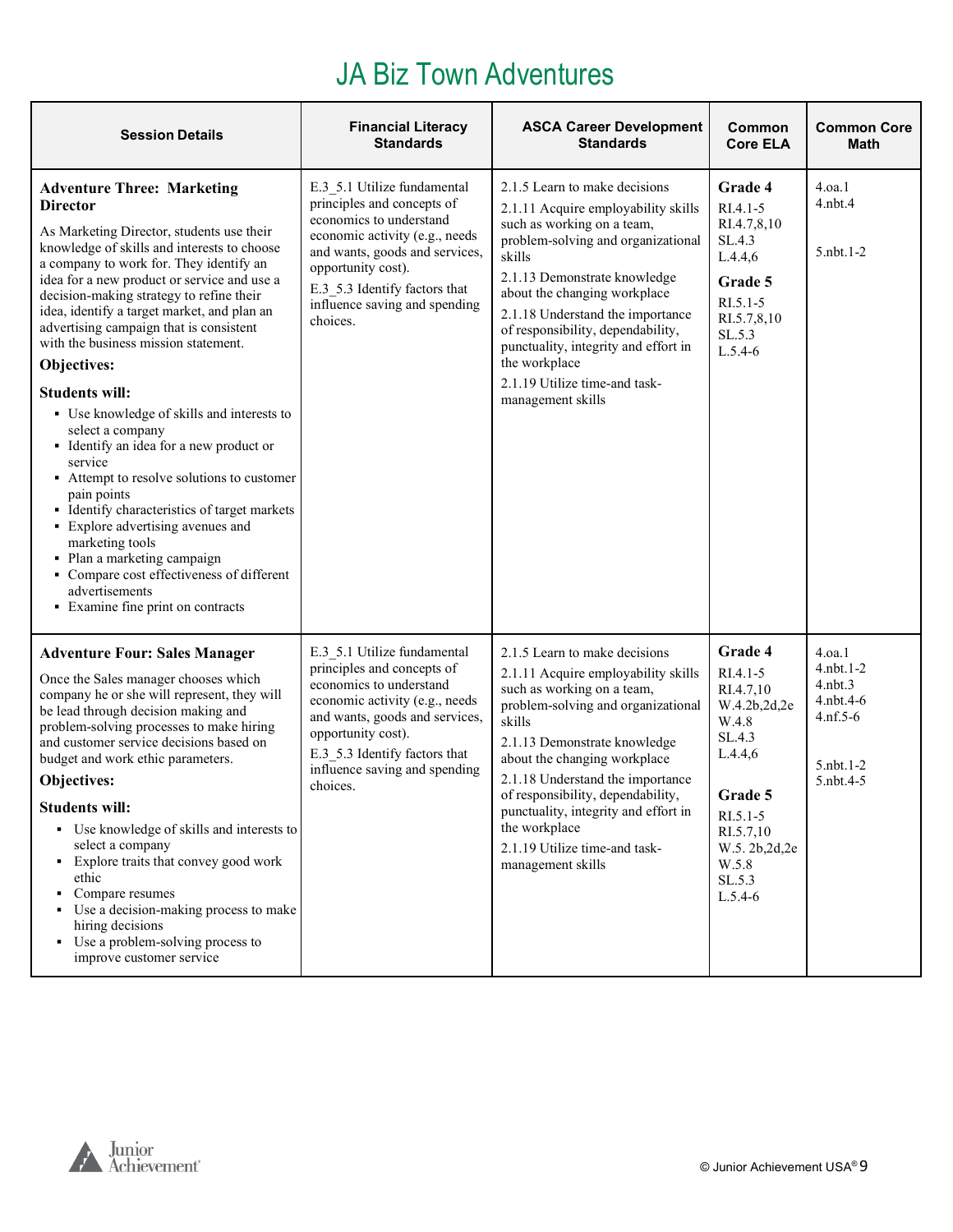# JA Biz Town Adventures

| Session Details | Financial Literacy Standards | ASCA Career Development Standards | Common Core ELA | Common Core Math |
|---|---|---|---|---|
| **Adventure Three: Marketing Director**<br><br>As Marketing Director, students use their knowledge of skills and interests to choose a company to work for. They identify an idea for a new product or service and use a decision-making strategy to refine their idea, identify a target market, and plan an advertising campaign that is consistent with the business mission statement.<br><br>**Objectives:**<br><br>**Students will:**<br>▪ Use knowledge of skills and interests to select a company<br>▪ Identify an idea for a new product or service<br>▪ Attempt to resolve solutions to customer pain points<br>▪ Identify characteristics of target markets<br>▪ Explore advertising avenues and marketing tools<br>▪ Plan a marketing campaign<br>▪ Compare cost effectiveness of different advertisements<br>▪ Examine fine print on contracts | E.3_5.1 Utilize fundamental principles and concepts of economics to understand economic activity (e.g., needs and wants, goods and services, opportunity cost).<br>E.3_5.3 Identify factors that influence saving and spending choices. | 2.1.5 Learn to make decisions<br>2.1.11 Acquire employability skills such as working on a team, problem-solving and organizational skills<br>2.1.13 Demonstrate knowledge about the changing workplace<br>2.1.18 Understand the importance of responsibility, dependability, punctuality, integrity and effort in the workplace<br>2.1.19 Utilize time-and task-management skills | **Grade 4**<br>RI.4.1-5<br>RI.4.7,8,10<br>SL.4.3<br>L.4.4,6<br>**Grade 5**<br>RI.5.1-5<br>RI.5.7,8,10<br>SL.5.3<br>L.5.4-6 | 4.oa.1<br>4.nbt.4<br><br>5.nbt.1-2 |
| **Adventure Four: Sales Manager**<br><br>Once the Sales manager chooses which company he or she will represent, they will be lead through decision making and problem-solving processes to make hiring and customer service decisions based on budget and work ethic parameters.<br><br>**Objectives:**<br><br>**Students will:**<br>▪ Use knowledge of skills and interests to select a company<br>▪ Explore traits that convey good work ethic<br>▪ Compare resumes<br>▪ Use a decision-making process to make hiring decisions<br>▪ Use a problem-solving process to improve customer service | E.3_5.1 Utilize fundamental principles and concepts of economics to understand economic activity (e.g., needs and wants, goods and services, opportunity cost).<br>E.3_5.3 Identify factors that influence saving and spending choices. | 2.1.5 Learn to make decisions<br>2.1.11 Acquire employability skills such as working on a team, problem-solving and organizational skills<br>2.1.13 Demonstrate knowledge about the changing workplace<br>2.1.18 Understand the importance of responsibility, dependability, punctuality, integrity and effort in the workplace<br>2.1.19 Utilize time-and task-management skills | **Grade 4**<br>RI.4.1-5<br>RI.4.7,10<br>W.4.2b,2d,2e<br>W.4.8<br>SL.4.3<br>L.4.4,6<br><br>**Grade 5**<br>RI.5.1-5<br>RI.5.7,10<br>W.5. 2b,2d,2e<br>W.5.8<br>SL.5.3<br>L.5.4-6 | 4.oa.1<br>4.nbt.1-2<br>4.nbt.3<br>4.nbt.4-6<br>4.nf.5-6<br><br>5.nbt.1-2<br>5.nbt.4-5 |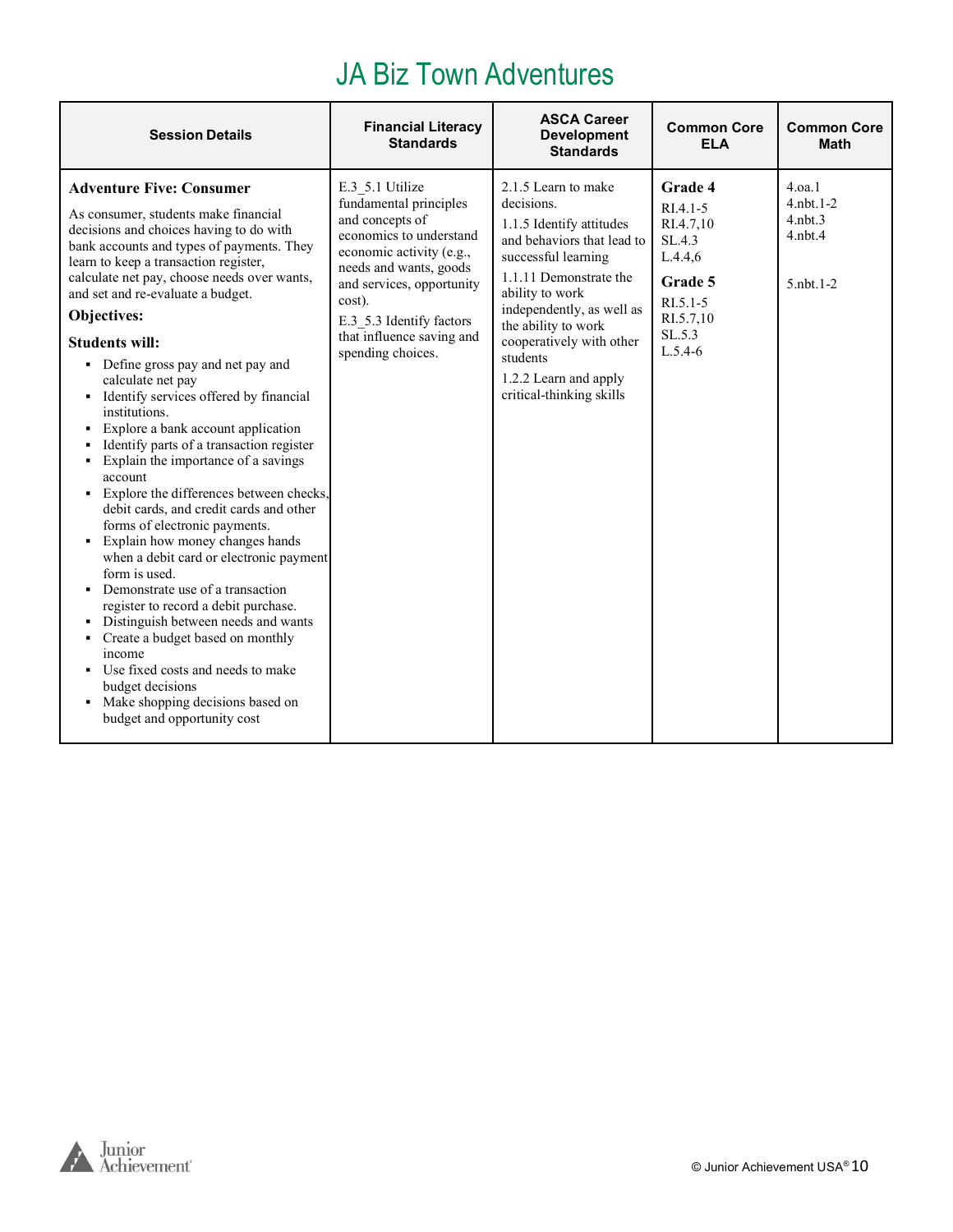# JA Biz Town Adventures

| Session Details | Financial Literacy Standards | ASCA Career Development Standards | Common Core ELA | Common Core Math |
|---|---|---|---|---|
| **Adventure Five: Consumer**<br><br>As consumer, students make financial decisions and choices having to do with bank accounts and types of payments. They learn to keep a transaction register, calculate net pay, choose needs over wants, and set and re-evaluate a budget.<br><br>**Objectives:**<br><br>**Students will:**<br>▪ Define gross pay and net pay and calculate net pay<br>▪ Identify services offered by financial institutions.<br>▪ Explore a bank account application<br>▪ Identify parts of a transaction register<br>▪ Explain the importance of a savings account<br>▪ Explore the differences between checks, debit cards, and credit cards and other forms of electronic payments.<br>▪ Explain how money changes hands when a debit card or electronic payment form is used.<br>▪ Demonstrate use of a transaction register to record a debit purchase.<br>▪ Distinguish between needs and wants<br>▪ Create a budget based on monthly income<br>▪ Use fixed costs and needs to make budget decisions<br>▪ Make shopping decisions based on budget and opportunity cost | E.3_5.1 Utilize fundamental principles and concepts of economics to understand economic activity (e.g., needs and wants, goods and services, opportunity cost).<br><br>E.3_5.3 Identify factors that influence saving and spending choices. | 2.1.5 Learn to make decisions.<br><br>1.1.5 Identify attitudes and behaviors that lead to successful learning<br><br>1.1.11 Demonstrate the ability to work independently, as well as the ability to work cooperatively with other students<br><br>1.2.2 Learn and apply critical-thinking skills | **Grade 4**<br>RI.4.1-5<br>RI.4.7,10<br>SL.4.3<br>L.4.4,6<br><br>**Grade 5**<br>RI.5.1-5<br>RI.5.7,10<br>SL.5.3<br>L.5.4-6 | 4.oa.1<br>4.nbt.1-2<br>4.nbt.3<br>4.nbt.4<br><br>5.nbt.1-2 |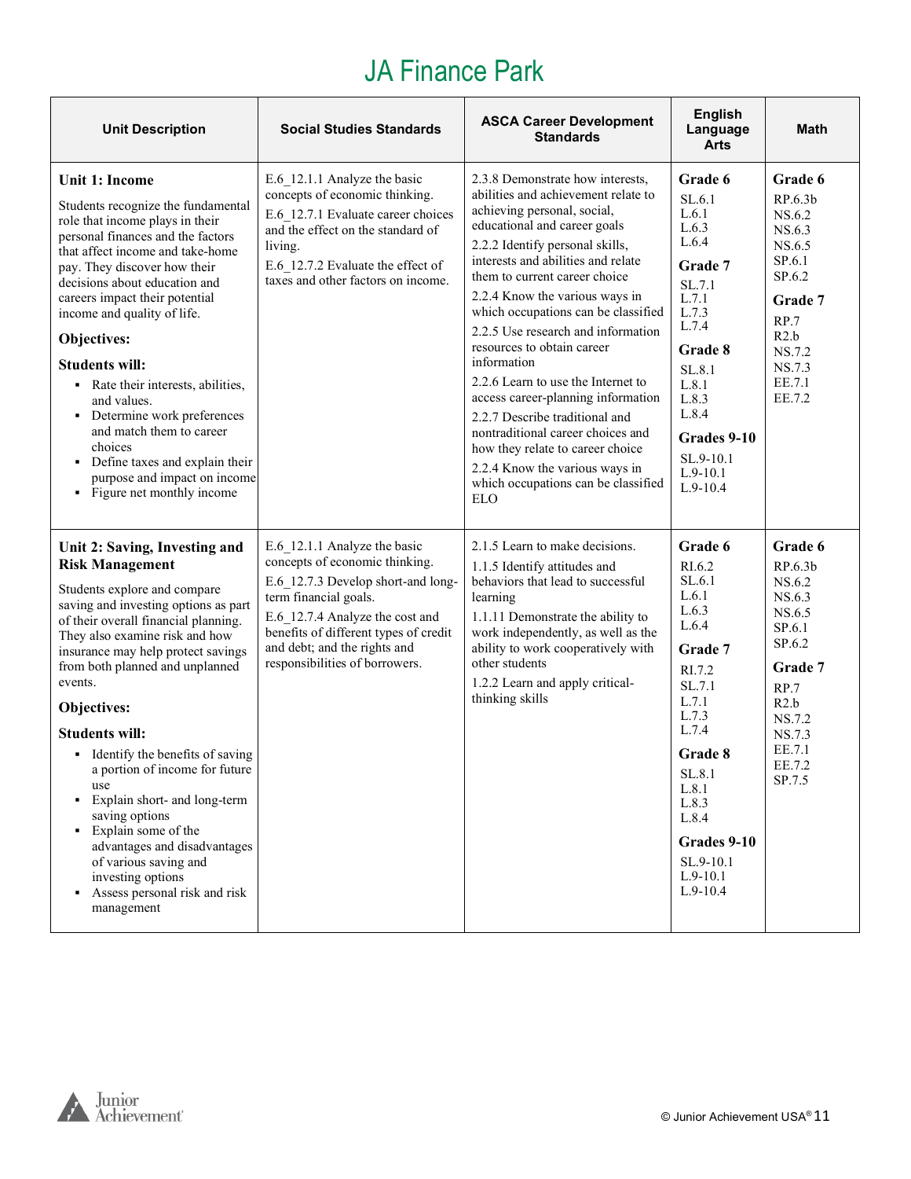# JA Finance Park

| Unit Description | Social Studies Standards | ASCA Career Development Standards | English Language Arts | Math |
|---|---|---|---|---|
| **Unit 1: Income**<br><br>Students recognize the fundamental role that income plays in their personal finances and the factors that affect income and take-home pay. They discover how their decisions about education and careers impact their potential income and quality of life.<br><br>**Objectives:**<br><br>**Students will:**<br>▪ Rate their interests, abilities, and values.<br>▪ Determine work preferences and match them to career choices<br>▪ Define taxes and explain their purpose and impact on income<br>▪ Figure net monthly income | E.6_12.1.1 Analyze the basic concepts of economic thinking.<br>E.6_12.7.1 Evaluate career choices and the effect on the standard of living.<br>E.6_12.7.2 Evaluate the effect of taxes and other factors on income. | 2.3.8 Demonstrate how interests, abilities and achievement relate to achieving personal, social, educational and career goals<br>2.2.2 Identify personal skills, interests and abilities and relate them to current career choice<br>2.2.4 Know the various ways in which occupations can be classified<br>2.2.5 Use research and information resources to obtain career information<br>2.2.6 Learn to use the Internet to access career-planning information<br>2.2.7 Describe traditional and nontraditional career choices and how they relate to career choice<br>2.2.4 Know the various ways in which occupations can be classified ELO | **Grade 6**<br>SL.6.1<br>L.6.1<br>L.6.3<br>L.6.4<br>**Grade 7**<br>SL.7.1<br>L.7.1<br>L.7.3<br>L.7.4<br>**Grade 8**<br>SL.8.1<br>L.8.1<br>L.8.3<br>L.8.4<br>**Grades 9-10**<br>SL.9-10.1<br>L.9-10.1<br>L.9-10.4 | **Grade 6**<br>RP.6.3b<br>NS.6.2<br>NS.6.3<br>NS.6.5<br>SP.6.1<br>SP.6.2<br>**Grade 7**<br>RP.7<br>R2.b<br>NS.7.2<br>NS.7.3<br>EE.7.1<br>EE.7.2 |
| **Unit 2: Saving, Investing and Risk Management**<br><br>Students explore and compare saving and investing options as part of their overall financial planning. They also examine risk and how insurance may help protect savings from both planned and unplanned events.<br><br>**Objectives:**<br><br>**Students will:**<br>▪ Identify the benefits of saving a portion of income for future use<br>▪ Explain short- and long-term saving options<br>▪ Explain some of the advantages and disadvantages of various saving and investing options<br>▪ Assess personal risk and risk management | E.6_12.1.1 Analyze the basic concepts of economic thinking.<br>E.6_12.7.3 Develop short-and long-term financial goals.<br>E.6_12.7.4 Analyze the cost and benefits of different types of credit and debt; and the rights and responsibilities of borrowers. | 2.1.5 Learn to make decisions.<br>1.1.5 Identify attitudes and behaviors that lead to successful learning<br>1.1.11 Demonstrate the ability to work independently, as well as the ability to work cooperatively with other students<br>1.2.2 Learn and apply critical-thinking skills | **Grade 6**<br>RI.6.2<br>SL.6.1<br>L.6.1<br>L.6.3<br>L.6.4<br>**Grade 7**<br>RI.7.2<br>SL.7.1<br>L.7.1<br>L.7.3<br>L.7.4<br>**Grade 8**<br>SL.8.1<br>L.8.1<br>L.8.3<br>L.8.4<br>**Grades 9-10**<br>SL.9-10.1<br>L.9-10.1<br>L.9-10.4 | **Grade 6**<br>RP.6.3b<br>NS.6.2<br>NS.6.3<br>NS.6.5<br>SP.6.1<br>SP.6.2<br>**Grade 7**<br>RP.7<br>R2.b<br>NS.7.2<br>NS.7.3<br>EE.7.1<br>EE.7.2<br>SP.7.5 |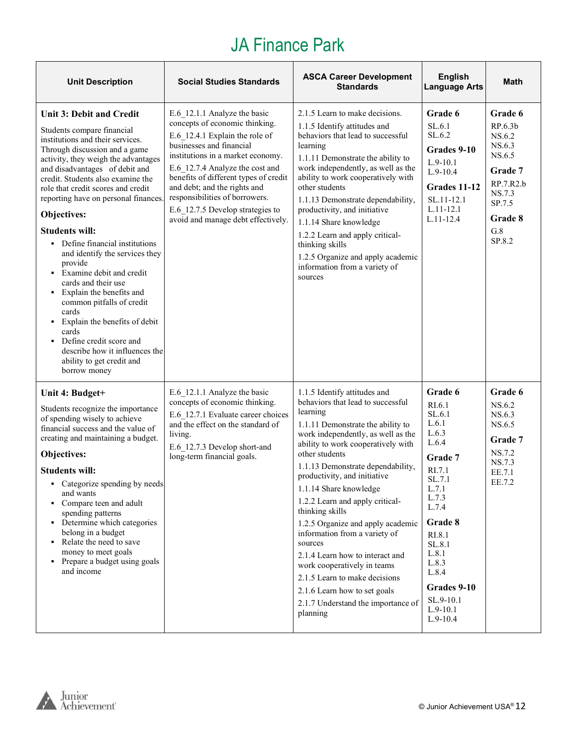# JA Finance Park

| Unit Description | Social Studies Standards | ASCA Career Development Standards | English Language Arts | Math |
|---|---|---|---|---|
| **Unit 3: Debit and Credit**<br><br>Students compare financial institutions and their services. Through discussion and a game activity, they weigh the advantages and disadvantages of debit and credit. Students also examine the role that credit scores and credit reporting have on personal finances.<br><br>**Objectives:**<br><br>**Students will:**<br>▪ Define financial institutions and identify the services they provide<br>▪ Examine debit and credit cards and their use<br>▪ Explain the benefits and common pitfalls of credit cards<br>▪ Explain the benefits of debit cards<br>▪ Define credit score and describe how it influences the ability to get credit and borrow money | E.6_12.1.1 Analyze the basic concepts of economic thinking.<br>E.6_12.4.1 Explain the role of businesses and financial institutions in a market economy.<br>E.6_12.7.4 Analyze the cost and benefits of different types of credit and debt; and the rights and responsibilities of borrowers.<br>E.6_12.7.5 Develop strategies to avoid and manage debt effectively. | 2.1.5 Learn to make decisions.<br>1.1.5 Identify attitudes and behaviors that lead to successful learning<br>1.1.11 Demonstrate the ability to work independently, as well as the ability to work cooperatively with other students<br>1.1.13 Demonstrate dependability, productivity, and initiative<br>1.1.14 Share knowledge<br>1.2.2 Learn and apply critical-thinking skills<br>1.2.5 Organize and apply academic information from a variety of sources | **Grade 6**<br>SL.6.1<br>SL.6.2<br>**Grades 9-10**<br>L.9-10.1<br>L.9-10.4<br>**Grades 11-12**<br>SL.11-12.1<br>L.11-12.1<br>L.11-12.4 | **Grade 6**<br>RP.6.3b<br>NS.6.2<br>NS.6.3<br>NS.6.5<br>**Grade 7**<br>RP.7.R2.b<br>NS.7.3<br>SP.7.5<br>**Grade 8**<br>G.8<br>SP.8.2 |
| **Unit 4: Budget+**<br><br>Students recognize the importance of spending wisely to achieve financial success and the value of creating and maintaining a budget.<br><br>**Objectives:**<br><br>**Students will:**<br>▪ Categorize spending by needs and wants<br>▪ Compare teen and adult spending patterns<br>▪ Determine which categories belong in a budget<br>▪ Relate the need to save money to meet goals<br>▪ Prepare a budget using goals and income | E.6_12.1.1 Analyze the basic concepts of economic thinking.<br>E.6_12.7.1 Evaluate career choices and the effect on the standard of living.<br>E.6_12.7.3 Develop short-and long-term financial goals. | 1.1.5 Identify attitudes and behaviors that lead to successful learning<br>1.1.11 Demonstrate the ability to work independently, as well as the ability to work cooperatively with other students<br>1.1.13 Demonstrate dependability, productivity, and initiative<br>1.1.14 Share knowledge<br>1.2.2 Learn and apply critical-thinking skills<br>1.2.5 Organize and apply academic information from a variety of sources<br>2.1.4 Learn how to interact and work cooperatively in teams<br>2.1.5 Learn to make decisions<br>2.1.6 Learn how to set goals<br>2.1.7 Understand the importance of planning | **Grade 6**<br>RI.6.1<br>SL.6.1<br>L.6.1<br>L.6.3<br>L.6.4<br>**Grade 7**<br>RI.7.1<br>SL.7.1<br>L.7.1<br>L.7.3<br>L.7.4<br>**Grade 8**<br>RI.8.1<br>SL.8.1<br>L.8.1<br>L.8.3<br>L.8.4<br>**Grades 9-10**<br>SL.9-10.1<br>L.9-10.1<br>L.9-10.4 | **Grade 6**<br>NS.6.2<br>NS.6.3<br>NS.6.5<br>**Grade 7**<br>NS.7.2<br>NS.7.3<br>EE.7.1<br>EE.7.2 |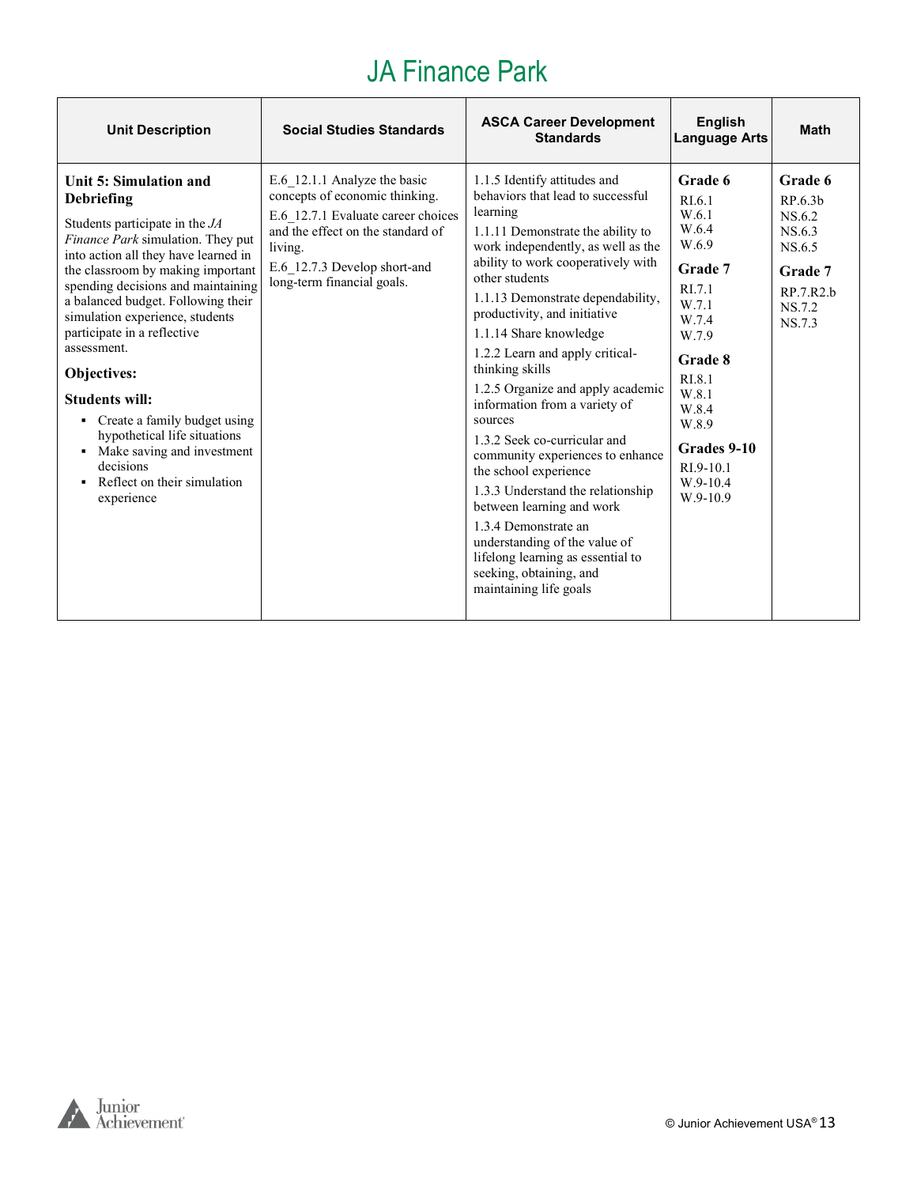# JA Finance Park

| Unit Description | Social Studies Standards | ASCA Career Development Standards | English Language Arts | Math |
|---|---|---|---|---|
| **Unit 5: Simulation and Debriefing**<br>Students participate in the *JA Finance Park* simulation. They put into action all they have learned in the classroom by making important spending decisions and maintaining a balanced budget. Following their simulation experience, students participate in a reflective assessment.<br>**Objectives:**<br>**Students will:**<br>▪ Create a family budget using hypothetical life situations<br>▪ Make saving and investment decisions<br>▪ Reflect on their simulation experience | E.6_12.1.1 Analyze the basic concepts of economic thinking.<br>E.6_12.7.1 Evaluate career choices and the effect on the standard of living.<br>E.6_12.7.3 Develop short-and long-term financial goals. | 1.1.5 Identify attitudes and behaviors that lead to successful learning<br>1.1.11 Demonstrate the ability to work independently, as well as the ability to work cooperatively with other students<br>1.1.13 Demonstrate dependability, productivity, and initiative<br>1.1.14 Share knowledge<br>1.2.2 Learn and apply critical-thinking skills<br>1.2.5 Organize and apply academic information from a variety of sources<br>1.3.2 Seek co-curricular and community experiences to enhance the school experience<br>1.3.3 Understand the relationship between learning and work<br>1.3.4 Demonstrate an understanding of the value of lifelong learning as essential to seeking, obtaining, and maintaining life goals | **Grade 6**<br>RI.6.1<br>W.6.1<br>W.6.4<br>W.6.9<br>**Grade 7**<br>RI.7.1<br>W.7.1<br>W.7.4<br>W.7.9<br>**Grade 8**<br>RI.8.1<br>W.8.1<br>W.8.4<br>W.8.9<br>**Grades 9-10**<br>RI.9-10.1<br>W.9-10.4<br>W.9-10.9 | **Grade 6**<br>RP.6.3b<br>NS.6.2<br>NS.6.3<br>NS.6.5<br>**Grade 7**<br>RP.7.R2.b<br>NS.7.2<br>NS.7.3 |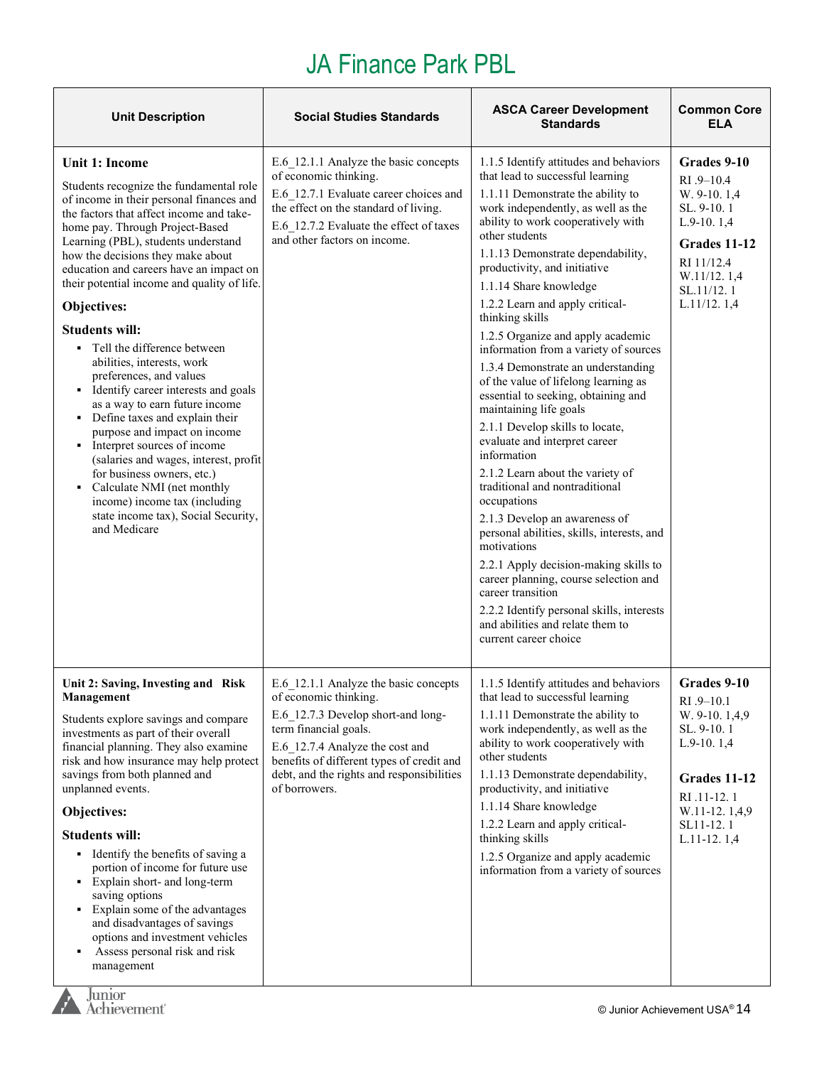# JA Finance Park PBL

| Unit Description | Social Studies Standards | ASCA Career Development Standards | Common Core ELA |
|---|---|---|---|
| **Unit 1: Income**<br><br>Students recognize the fundamental role of income in their personal finances and the factors that affect income and take-home pay. Through Project-Based Learning (PBL), students understand how the decisions they make about education and careers have an impact on their potential income and quality of life.<br><br>**Objectives:**<br><br>**Students will:**<br>▪ Tell the difference between abilities, interests, work preferences, and values<br>▪ Identify career interests and goals as a way to earn future income<br>▪ Define taxes and explain their purpose and impact on income<br>▪ Interpret sources of income (salaries and wages, interest, profit for business owners, etc.)<br>▪ Calculate NMI (net monthly income) income tax (including state income tax), Social Security, and Medicare | E.6_12.1.1 Analyze the basic concepts of economic thinking.<br>E.6_12.7.1 Evaluate career choices and the effect on the standard of living.<br>E.6_12.7.2 Evaluate the effect of taxes and other factors on income. | 1.1.5 Identify attitudes and behaviors that lead to successful learning<br>1.1.11 Demonstrate the ability to work independently, as well as the ability to work cooperatively with other students<br>1.1.13 Demonstrate dependability, productivity, and initiative<br>1.1.14 Share knowledge<br>1.2.2 Learn and apply critical-thinking skills<br>1.2.5 Organize and apply academic information from a variety of sources<br>1.3.4 Demonstrate an understanding of the value of lifelong learning as essential to seeking, obtaining and maintaining life goals<br>2.1.1 Develop skills to locate, evaluate and interpret career information<br>2.1.2 Learn about the variety of traditional and nontraditional occupations<br>2.1.3 Develop an awareness of personal abilities, skills, interests, and motivations<br>2.2.1 Apply decision-making skills to career planning, course selection and career transition<br>2.2.2 Identify personal skills, interests and abilities and relate them to current career choice | **Grades 9-10**<br>RI .9–10.4<br>W. 9-10. 1,4<br>SL. 9-10. 1<br>L.9-10. 1,4<br>**Grades 11-12**<br>RI 11/12.4<br>W.11/12. 1,4<br>SL.11/12. 1<br>L.11/12. 1,4 |
| **Unit 2: Saving, Investing and Risk Management**<br><br>Students explore savings and compare investments as part of their overall financial planning. They also examine risk and how insurance may help protect savings from both planned and unplanned events.<br><br>**Objectives:**<br><br>**Students will:**<br>▪ Identify the benefits of saving a portion of income for future use<br>▪ Explain short- and long-term saving options<br>▪ Explain some of the advantages and disadvantages of savings options and investment vehicles<br>▪ Assess personal risk and risk management | E.6_12.1.1 Analyze the basic concepts of economic thinking.<br>E.6_12.7.3 Develop short-and long-term financial goals.<br>E.6_12.7.4 Analyze the cost and benefits of different types of credit and debt, and the rights and responsibilities of borrowers. | 1.1.5 Identify attitudes and behaviors that lead to successful learning<br>1.1.11 Demonstrate the ability to work independently, as well as the ability to work cooperatively with other students<br>1.1.13 Demonstrate dependability, productivity, and initiative<br>1.1.14 Share knowledge<br>1.2.2 Learn and apply critical-thinking skills<br>1.2.5 Organize and apply academic information from a variety of sources | **Grades 9-10**<br>RI .9–10.1<br>W. 9-10. 1,4,9<br>SL. 9-10. 1<br>L.9-10. 1,4<br>**Grades 11-12**<br>RI .11-12. 1<br>W.11-12. 1,4,9<br>SL11-12. 1<br>L.11-12. 1,4 |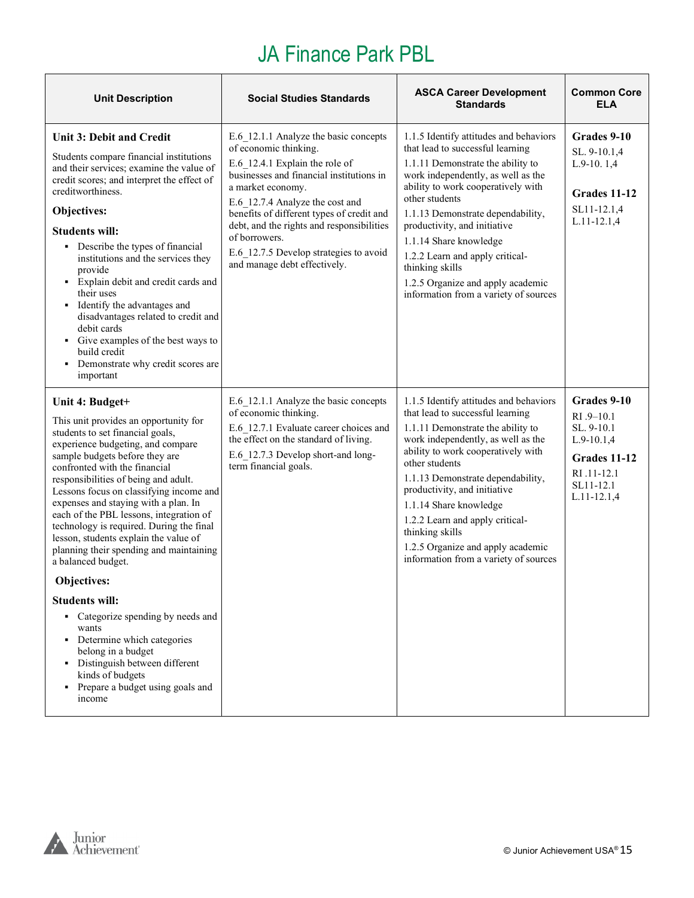# JA Finance Park PBL

| Unit Description | Social Studies Standards | ASCA Career Development Standards | Common Core ELA |
|---|---|---|---|
| **Unit 3: Debit and Credit**<br><br>Students compare financial institutions and their services; examine the value of credit scores; and interpret the effect of creditworthiness.<br><br>**Objectives:**<br><br>**Students will:**<br>▪ Describe the types of financial institutions and the services they provide<br>▪ Explain debit and credit cards and their uses<br>▪ Identify the advantages and disadvantages related to credit and debit cards<br>▪ Give examples of the best ways to build credit<br>▪ Demonstrate why credit scores are important | E.6_12.1.1 Analyze the basic concepts of economic thinking.<br>E.6_12.4.1 Explain the role of businesses and financial institutions in a market economy.<br>E.6_12.7.4 Analyze the cost and benefits of different types of credit and debt, and the rights and responsibilities of borrowers.<br>E.6_12.7.5 Develop strategies to avoid and manage debt effectively. | 1.1.5 Identify attitudes and behaviors that lead to successful learning<br>1.1.11 Demonstrate the ability to work independently, as well as the ability to work cooperatively with other students<br>1.1.13 Demonstrate dependability, productivity, and initiative<br>1.1.14 Share knowledge<br>1.2.2 Learn and apply critical-thinking skills<br>1.2.5 Organize and apply academic information from a variety of sources | **Grades 9-10**<br>SL. 9-10.1,4<br>L.9-10. 1,4<br><br>**Grades 11-12**<br>SL11-12.1,4<br>L.11-12.1,4 |
| **Unit 4: Budget+**<br><br>This unit provides an opportunity for students to set financial goals, experience budgeting, and compare sample budgets before they are confronted with the financial responsibilities of being and adult. Lessons focus on classifying income and expenses and staying with a plan. In each of the PBL lessons, integration of technology is required. During the final lesson, students explain the value of planning their spending and maintaining a balanced budget.<br><br>**Objectives:**<br><br>**Students will:**<br>▪ Categorize spending by needs and wants<br>▪ Determine which categories belong in a budget<br>▪ Distinguish between different kinds of budgets<br>▪ Prepare a budget using goals and income | E.6_12.1.1 Analyze the basic concepts of economic thinking.<br>E.6_12.7.1 Evaluate career choices and the effect on the standard of living.<br>E.6_12.7.3 Develop short-and long-term financial goals. | 1.1.5 Identify attitudes and behaviors that lead to successful learning<br>1.1.11 Demonstrate the ability to work independently, as well as the ability to work cooperatively with other students<br>1.1.13 Demonstrate dependability, productivity, and initiative<br>1.1.14 Share knowledge<br>1.2.2 Learn and apply critical-thinking skills<br>1.2.5 Organize and apply academic information from a variety of sources | **Grades 9-10**<br>RI .9–10.1<br>SL. 9-10.1<br>L.9-10.1,4<br>**Grades 11-12**<br>RI .11-12.1<br>SL11-12.1<br>L.11-12.1,4 |

© Junior Achievement USA®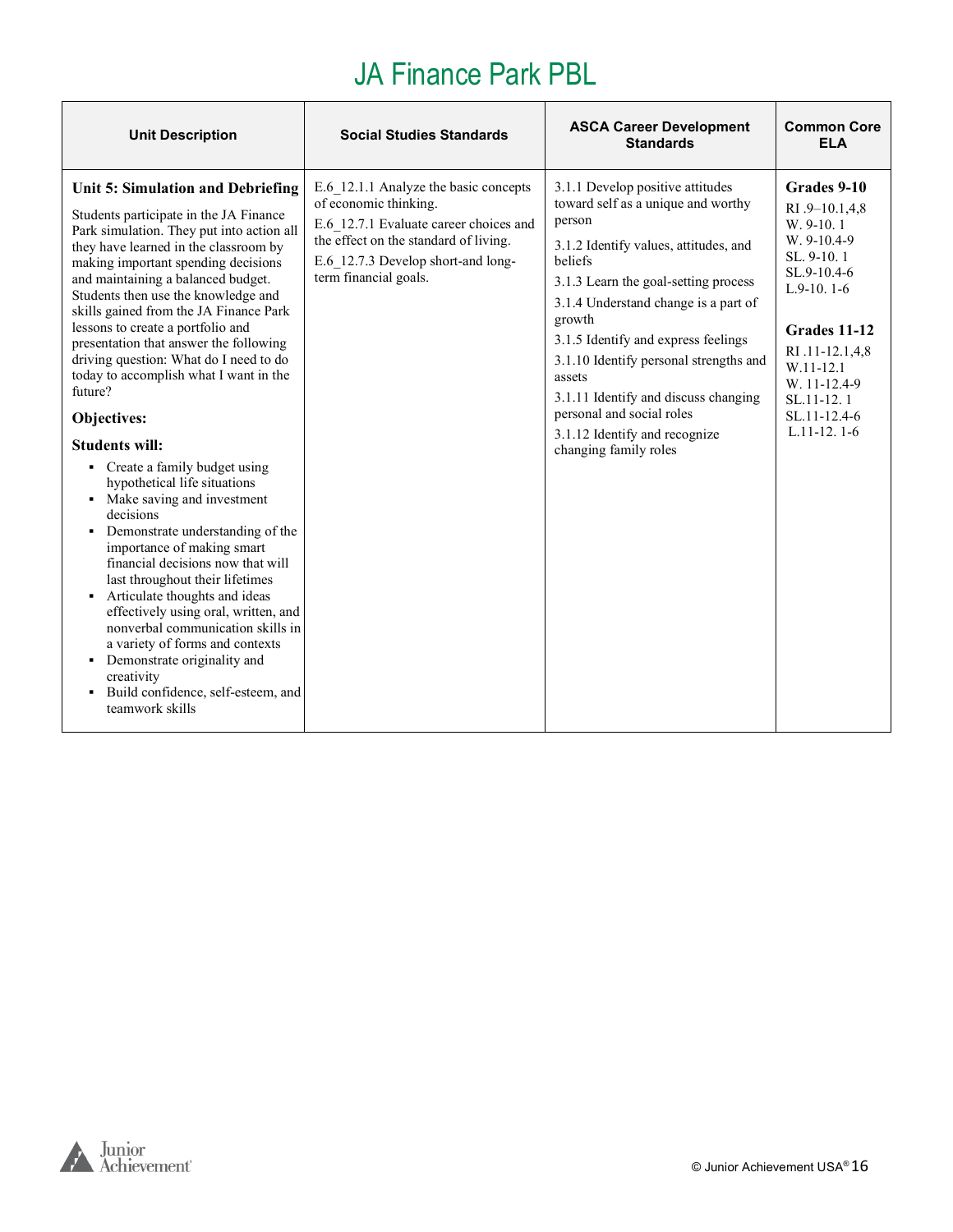# JA Finance Park PBL

| Unit Description | Social Studies Standards | ASCA Career Development Standards | Common Core ELA |
|---|---|---|---|
| **Unit 5: Simulation and Debriefing**<br><br>Students participate in the JA Finance Park simulation. They put into action all they have learned in the classroom by making important spending decisions and maintaining a balanced budget. Students then use the knowledge and skills gained from the JA Finance Park lessons to create a portfolio and presentation that answer the following driving question: What do I need to do today to accomplish what I want in the future?<br><br>**Objectives:**<br><br>**Students will:**<br>▪ Create a family budget using hypothetical life situations<br>▪ Make saving and investment decisions<br>▪ Demonstrate understanding of the importance of making smart financial decisions now that will last throughout their lifetimes<br>▪ Articulate thoughts and ideas effectively using oral, written, and nonverbal communication skills in a variety of forms and contexts<br>▪ Demonstrate originality and creativity<br>▪ Build confidence, self-esteem, and teamwork skills | E.6_12.1.1 Analyze the basic concepts of economic thinking.<br>E.6_12.7.1 Evaluate career choices and the effect on the standard of living.<br>E.6_12.7.3 Develop short-and long-term financial goals. | 3.1.1 Develop positive attitudes toward self as a unique and worthy person<br>3.1.2 Identify values, attitudes, and beliefs<br>3.1.3 Learn the goal-setting process<br>3.1.4 Understand change is a part of growth<br>3.1.5 Identify and express feelings<br>3.1.10 Identify personal strengths and assets<br>3.1.11 Identify and discuss changing personal and social roles<br>3.1.12 Identify and recognize changing family roles | **Grades 9-10**<br>RI .9–10.1,4,8<br>W. 9-10. 1<br>W. 9-10.4-9<br>SL. 9-10. 1<br>SL.9-10.4-6<br>L.9-10. 1-6<br><br>**Grades 11-12**<br>RI .11-12.1,4,8<br>W.11-12.1<br>W. 11-12.4-9<br>SL.11-12. 1<br>SL.11-12.4-6<br>L.11-12. 1-6 |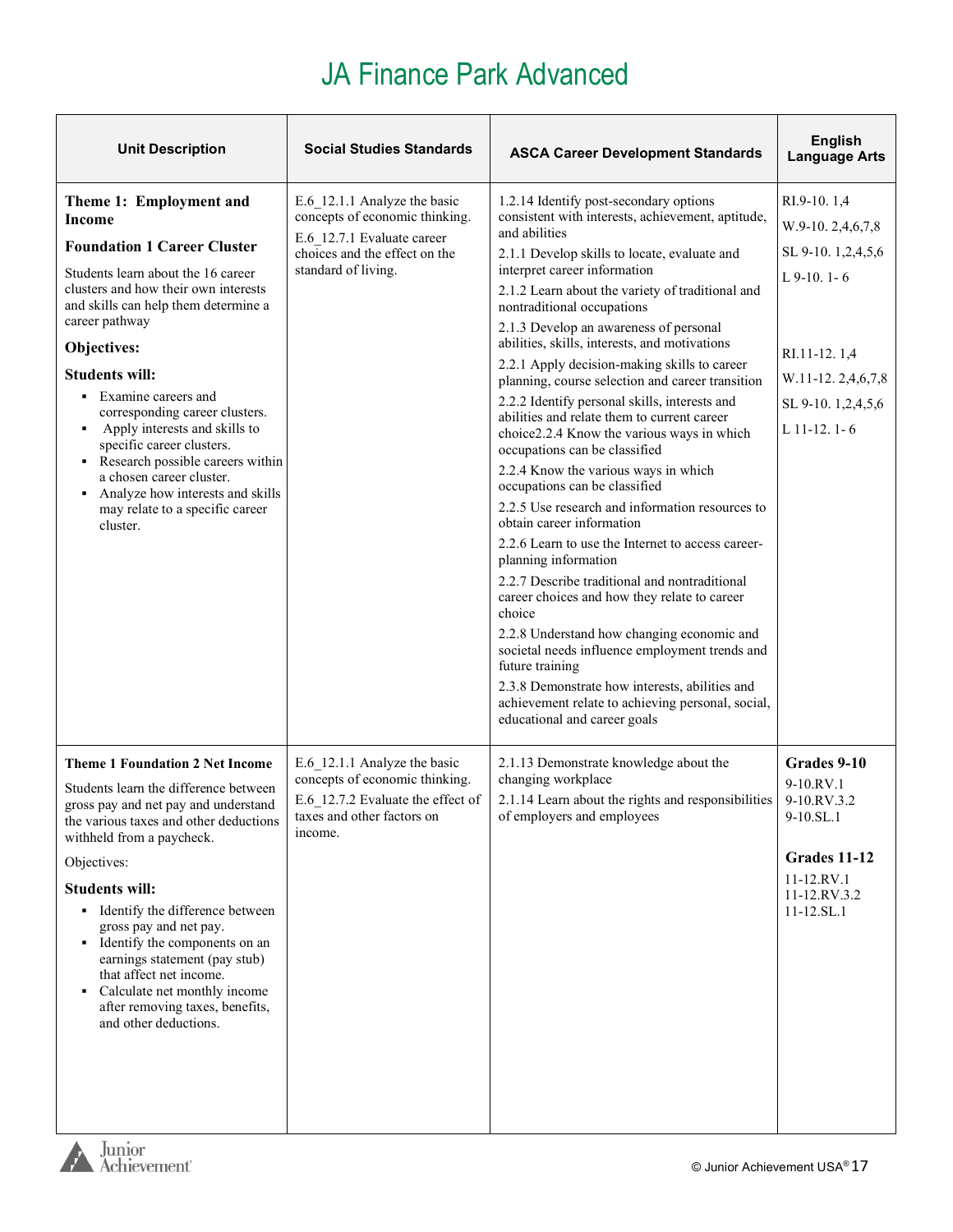# JA Finance Park Advanced

| Unit Description | Social Studies Standards | ASCA Career Development Standards | English Language Arts |
|---|---|---|---|
| **Theme 1: Employment and Income**<br><br>**Foundation 1 Career Cluster**<br><br>Students learn about the 16 career clusters and how their own interests and skills can help them determine a career pathway<br><br>**Objectives:**<br><br>**Students will:**<br>▪ Examine careers and corresponding career clusters.<br>▪ Apply interests and skills to specific career clusters.<br>▪ Research possible careers within a chosen career cluster.<br>▪ Analyze how interests and skills may relate to a specific career cluster. | E.6_12.1.1 Analyze the basic concepts of economic thinking.<br><br>E.6_12.7.1 Evaluate career choices and the effect on the standard of living. | 1.2.14 Identify post-secondary options consistent with interests, achievement, aptitude, and abilities<br><br>2.1.1 Develop skills to locate, evaluate and interpret career information<br><br>2.1.2 Learn about the variety of traditional and nontraditional occupations<br><br>2.1.3 Develop an awareness of personal abilities, skills, interests, and motivations<br><br>2.2.1 Apply decision-making skills to career planning, course selection and career transition<br><br>2.2.2 Identify personal skills, interests and abilities and relate them to current career choice2.2.4 Know the various ways in which occupations can be classified<br><br>2.2.4 Know the various ways in which occupations can be classified<br><br>2.2.5 Use research and information resources to obtain career information<br><br>2.2.6 Learn to use the Internet to access career-planning information<br><br>2.2.7 Describe traditional and nontraditional career choices and how they relate to career choice<br><br>2.2.8 Understand how changing economic and societal needs influence employment trends and future training<br><br>2.3.8 Demonstrate how interests, abilities and achievement relate to achieving personal, social, educational and career goals | RI.9-10. 1,4<br><br>W.9-10. 2,4,6,7,8<br><br>SL 9-10. 1,2,4,5,6<br><br>L 9-10. 1- 6<br><br>RI.11-12. 1,4<br><br>W.11-12. 2,4,6,7,8<br><br>SL 9-10. 1,2,4,5,6<br><br>L 11-12. 1- 6 |
| **Theme 1 Foundation 2 Net Income**<br><br>Students learn the difference between gross pay and net pay and understand the various taxes and other deductions withheld from a paycheck.<br><br>Objectives:<br><br>**Students will:**<br>▪ Identify the difference between gross pay and net pay.<br>▪ Identify the components on an earnings statement (pay stub) that affect net income.<br>▪ Calculate net monthly income after removing taxes, benefits, and other deductions. | E.6_12.1.1 Analyze the basic concepts of economic thinking.<br><br>E.6_12.7.2 Evaluate the effect of taxes and other factors on income. | 2.1.13 Demonstrate knowledge about the changing workplace<br><br>2.1.14 Learn about the rights and responsibilities of employers and employees | **Grades 9-10**<br>9-10.RV.1<br>9-10.RV.3.2<br>9-10.SL.1<br><br>**Grades 11-12**<br>11-12.RV.1<br>11-12.RV.3.2<br>11-12.SL.1 |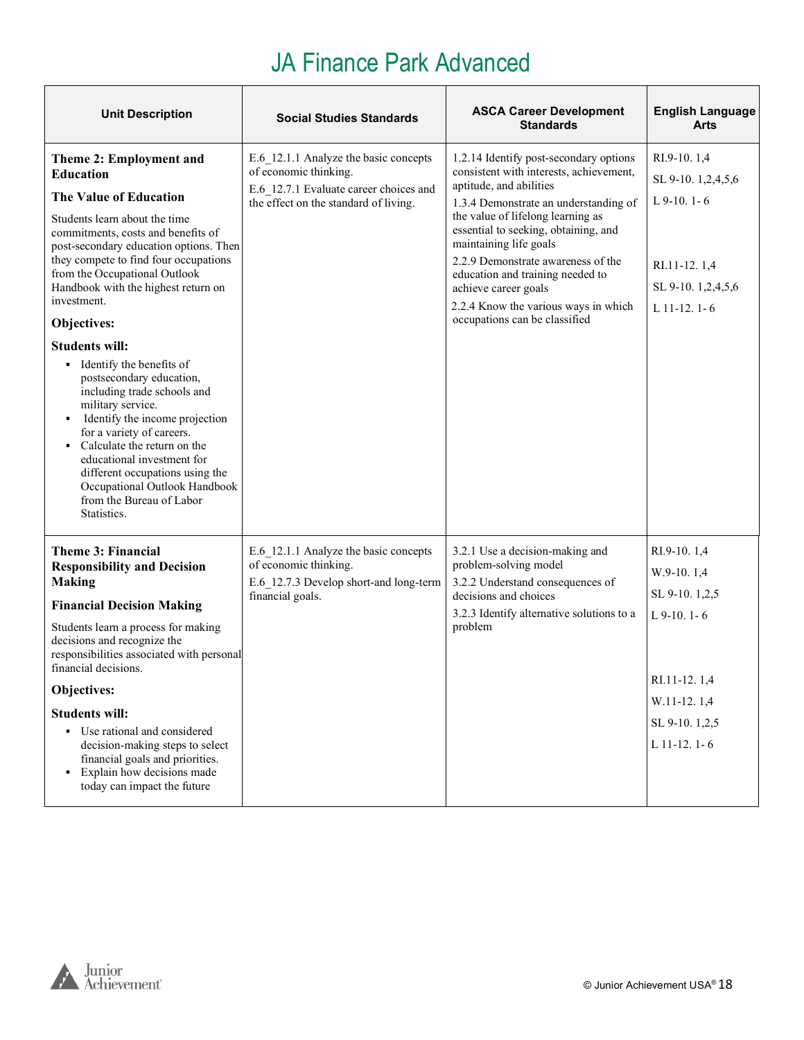# JA Finance Park Advanced

| Unit Description | Social Studies Standards | ASCA Career Development Standards | English Language Arts |
|---|---|---|---|
| **Theme 2: Employment and Education**<br><br>**The Value of Education**<br><br>Students learn about the time commitments, costs and benefits of post-secondary education options. Then they compete to find four occupations from the Occupational Outlook Handbook with the highest return on investment.<br><br>**Objectives:**<br><br>**Students will:**<br>▪ Identify the benefits of postsecondary education, including trade schools and military service.<br>▪ Identify the income projection for a variety of careers.<br>▪ Calculate the return on the educational investment for different occupations using the Occupational Outlook Handbook from the Bureau of Labor Statistics. | E.6_12.1.1 Analyze the basic concepts of economic thinking.<br>E.6_12.7.1 Evaluate career choices and the effect on the standard of living. | 1.2.14 Identify post-secondary options consistent with interests, achievement, aptitude, and abilities<br>1.3.4 Demonstrate an understanding of the value of lifelong learning as essential to seeking, obtaining, and maintaining life goals<br>2.2.9 Demonstrate awareness of the education and training needed to achieve career goals<br>2.2.4 Know the various ways in which occupations can be classified | RI.9-10. 1,4<br>SL 9-10. 1,2,4,5,6<br>L 9-10. 1- 6<br><br>RI.11-12. 1,4<br>SL 9-10. 1,2,4,5,6<br>L 11-12. 1- 6 |
| **Theme 3: Financial Responsibility and Decision Making**<br><br>**Financial Decision Making**<br><br>Students learn a process for making decisions and recognize the responsibilities associated with personal financial decisions.<br><br>**Objectives:**<br><br>**Students will:**<br>▪ Use rational and considered decision-making steps to select financial goals and priorities.<br>▪ Explain how decisions made today can impact the future | E.6_12.1.1 Analyze the basic concepts of economic thinking.<br>E.6_12.7.3 Develop short-and long-term financial goals. | 3.2.1 Use a decision-making and problem-solving model<br>3.2.2 Understand consequences of decisions and choices<br>3.2.3 Identify alternative solutions to a problem | RI.9-10. 1,4<br>W.9-10. 1,4<br>SL 9-10. 1,2,5<br>L 9-10. 1- 6<br><br>RI.11-12. 1,4<br>W.11-12. 1,4<br>SL 9-10. 1,2,5<br>L 11-12. 1- 6 |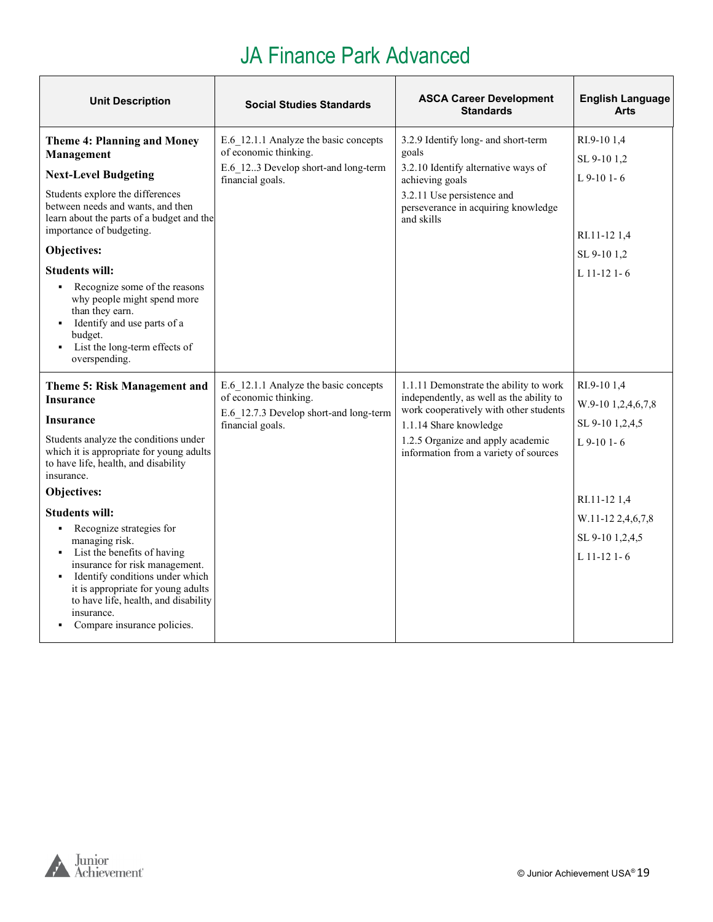# JA Finance Park Advanced

| Unit Description | Social Studies Standards | ASCA Career Development Standards | English Language Arts |
|---|---|---|---|
| **Theme 4: Planning and Money Management**<br><br>**Next-Level Budgeting**<br><br>Students explore the differences between needs and wants, and then learn about the parts of a budget and the importance of budgeting.<br><br>**Objectives:**<br><br>**Students will:**<br>▪ Recognize some of the reasons why people might spend more than they earn.<br>▪ Identify and use parts of a budget.<br>▪ List the long-term effects of overspending. | E.6_12.1.1 Analyze the basic concepts of economic thinking.<br>E.6_12..3 Develop short-and long-term financial goals. | 3.2.9 Identify long- and short-term goals<br>3.2.10 Identify alternative ways of achieving goals<br>3.2.11 Use persistence and perseverance in acquiring knowledge and skills | RI.9-10 1,4<br>SL 9-10 1,2<br>L 9-10 1- 6<br><br>RI.11-12 1,4<br>SL 9-10 1,2<br>L 11-12 1- 6 |
| **Theme 5: Risk Management and Insurance**<br><br>**Insurance**<br><br>Students analyze the conditions under which it is appropriate for young adults to have life, health, and disability insurance.<br><br>**Objectives:**<br><br>**Students will:**<br>▪ Recognize strategies for managing risk.<br>▪ List the benefits of having insurance for risk management.<br>▪ Identify conditions under which it is appropriate for young adults to have life, health, and disability insurance.<br>▪ Compare insurance policies. | E.6_12.1.1 Analyze the basic concepts of economic thinking.<br>E.6_12.7.3 Develop short-and long-term financial goals. | 1.1.11 Demonstrate the ability to work independently, as well as the ability to work cooperatively with other students<br>1.1.14 Share knowledge<br>1.2.5 Organize and apply academic information from a variety of sources | RI.9-10 1,4<br>W.9-10 1,2,4,6,7,8<br>SL 9-10 1,2,4,5<br>L 9-10 1- 6<br><br>RI.11-12 1,4<br>W.11-12 2,4,6,7,8<br>SL 9-10 1,2,4,5<br>L 11-12 1- 6 |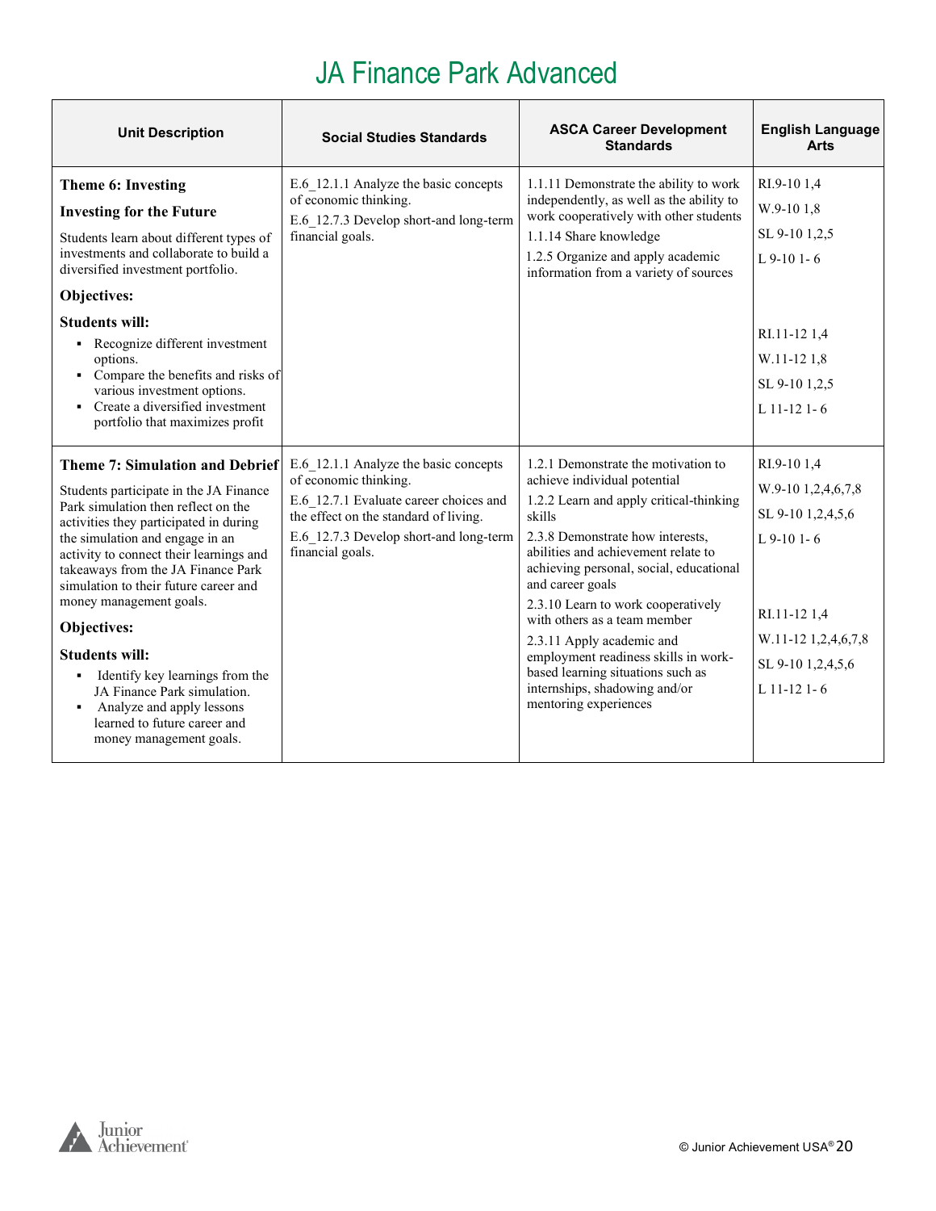# JA Finance Park Advanced

| Unit Description | Social Studies Standards | ASCA Career Development Standards | English Language Arts |
|---|---|---|---|
| **Theme 6: Investing**<br>**Investing for the Future**<br>Students learn about different types of investments and collaborate to build a diversified investment portfolio.<br>**Objectives:**<br>**Students will:**<br>▪ Recognize different investment options.<br>▪ Compare the benefits and risks of various investment options.<br>▪ Create a diversified investment portfolio that maximizes profit | E.6_12.1.1 Analyze the basic concepts of economic thinking.<br>E.6_12.7.3 Develop short-and long-term financial goals. | 1.1.11 Demonstrate the ability to work independently, as well as the ability to work cooperatively with other students<br>1.1.14 Share knowledge<br>1.2.5 Organize and apply academic information from a variety of sources | RI.9-10 1,4<br>W.9-10 1,8<br>SL 9-10 1,2,5<br>L 9-10 1- 6<br><br>RI.11-12 1,4<br>W.11-12 1,8<br>SL 9-10 1,2,5<br>L 11-12 1- 6 |
| **Theme 7: Simulation and Debrief**<br>Students participate in the JA Finance Park simulation then reflect on the activities they participated in during the simulation and engage in an activity to connect their learnings and takeaways from the JA Finance Park simulation to their future career and money management goals.<br>**Objectives:**<br>**Students will:**<br>▪ Identify key learnings from the JA Finance Park simulation.<br>▪ Analyze and apply lessons learned to future career and money management goals. | E.6_12.1.1 Analyze the basic concepts of economic thinking.<br>E.6_12.7.1 Evaluate career choices and the effect on the standard of living.<br>E.6_12.7.3 Develop short-and long-term financial goals. | 1.2.1 Demonstrate the motivation to achieve individual potential<br>1.2.2 Learn and apply critical-thinking skills<br>2.3.8 Demonstrate how interests, abilities and achievement relate to achieving personal, social, educational and career goals<br>2.3.10 Learn to work cooperatively with others as a team member<br>2.3.11 Apply academic and employment readiness skills in work-based learning situations such as internships, shadowing and/or mentoring experiences | RI.9-10 1,4<br>W.9-10 1,2,4,6,7,8<br>SL 9-10 1,2,4,5,6<br>L 9-10 1- 6<br><br>RI.11-12 1,4<br>W.11-12 1,2,4,6,7,8<br>SL 9-10 1,2,4,5,6<br>L 11-12 1- 6 |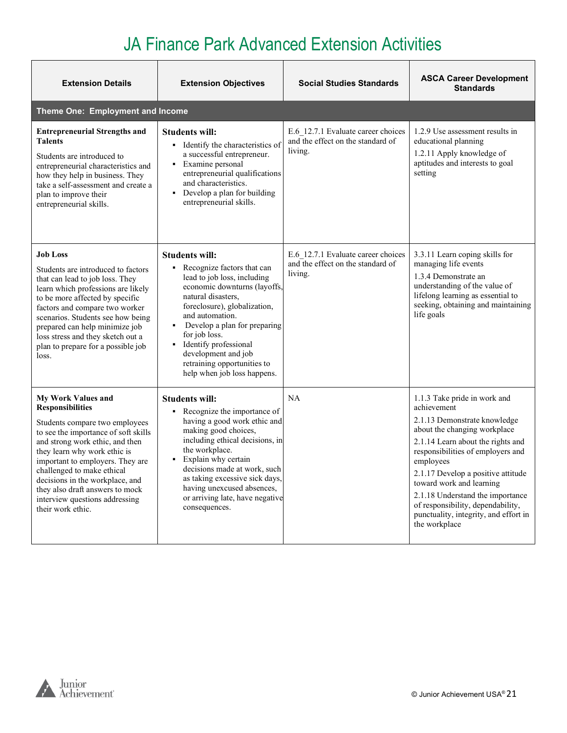# JA Finance Park Advanced Extension Activities

| Extension Details | Extension Objectives | Social Studies Standards | ASCA Career Development Standards |
|---|---|---|---|
| **Theme One: Employment and Income** | | | |
| **Entrepreneurial Strengths and Talents**<br>Students are introduced to entrepreneurial characteristics and how they help in business. They take a self-assessment and create a plan to improve their entrepreneurial skills. | **Students will:**<br>▪ Identify the characteristics of a successful entrepreneur.<br>▪ Examine personal entrepreneurial qualifications and characteristics.<br>▪ Develop a plan for building entrepreneurial skills. | E.6_12.7.1 Evaluate career choices and the effect on the standard of living. | 1.2.9 Use assessment results in educational planning<br>1.2.11 Apply knowledge of aptitudes and interests to goal setting |
| **Job Loss**<br>Students are introduced to factors that can lead to job loss. They learn which professions are likely to be more affected by specific factors and compare two worker scenarios. Students see how being prepared can help minimize job loss stress and they sketch out a plan to prepare for a possible job loss. | **Students will:**<br>▪ Recognize factors that can lead to job loss, including economic downturns (layoffs, natural disasters, foreclosure), globalization, and automation.<br>▪ Develop a plan for preparing for job loss.<br>▪ Identify professional development and job retraining opportunities to help when job loss happens. | E.6_12.7.1 Evaluate career choices and the effect on the standard of living. | 3.3.11 Learn coping skills for managing life events<br>1.3.4 Demonstrate an understanding of the value of lifelong learning as essential to seeking, obtaining and maintaining life goals |
| **My Work Values and Responsibilities**<br>Students compare two employees to see the importance of soft skills and strong work ethic, and then they learn why work ethic is important to employers. They are challenged to make ethical decisions in the workplace, and they also draft answers to mock interview questions addressing their work ethic. | **Students will:**<br>▪ Recognize the importance of having a good work ethic and making good choices, including ethical decisions, in the workplace.<br>▪ Explain why certain decisions made at work, such as taking excessive sick days, having unexcused absences, or arriving late, have negative consequences. | NA | 1.1.3 Take pride in work and achievement<br>2.1.13 Demonstrate knowledge about the changing workplace<br>2.1.14 Learn about the rights and responsibilities of employers and employees<br>2.1.17 Develop a positive attitude toward work and learning<br>2.1.18 Understand the importance of responsibility, dependability, punctuality, integrity, and effort in the workplace |

© Junior Achievement USA®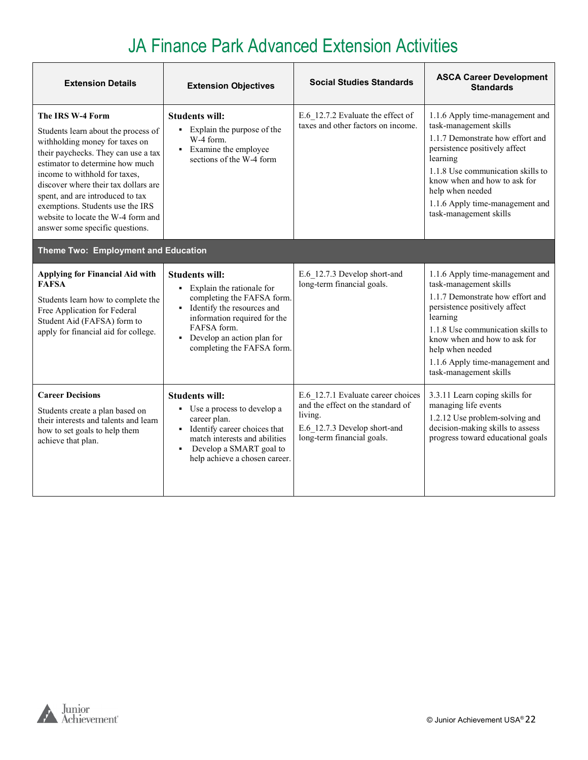# JA Finance Park Advanced Extension Activities

| Extension Details | Extension Objectives | Social Studies Standards | ASCA Career Development Standards |
|---|---|---|---|
| **The IRS W-4 Form**<br>Students learn about the process of withholding money for taxes on their paychecks. They can use a tax estimator to determine how much income to withhold for taxes, discover where their tax dollars are spent, and are introduced to tax exemptions. Students use the IRS website to locate the W-4 form and answer some specific questions. | **Students will:**<br>▪ Explain the purpose of the W-4 form.<br>▪ Examine the employee sections of the W-4 form | E.6_12.7.2 Evaluate the effect of taxes and other factors on income. | 1.1.6 Apply time-management and task-management skills<br>1.1.7 Demonstrate how effort and persistence positively affect learning<br>1.1.8 Use communication skills to know when and how to ask for help when needed<br>1.1.6 Apply time-management and task-management skills |
| **Theme Two: Employment and Education** | | | |
| **Applying for Financial Aid with FAFSA**<br>Students learn how to complete the Free Application for Federal Student Aid (FAFSA) form to apply for financial aid for college. | **Students will:**<br>▪ Explain the rationale for completing the FAFSA form.<br>▪ Identify the resources and information required for the FAFSA form.<br>▪ Develop an action plan for completing the FAFSA form. | E.6_12.7.3 Develop short-and long-term financial goals. | 1.1.6 Apply time-management and task-management skills<br>1.1.7 Demonstrate how effort and persistence positively affect learning<br>1.1.8 Use communication skills to know when and how to ask for help when needed<br>1.1.6 Apply time-management and task-management skills |
| **Career Decisions**<br>Students create a plan based on their interests and talents and learn how to set goals to help them achieve that plan. | **Students will:**<br>▪ Use a process to develop a career plan.<br>▪ Identify career choices that match interests and abilities<br>▪ Develop a SMART goal to help achieve a chosen career. | E.6_12.7.1 Evaluate career choices and the effect on the standard of living.<br>E.6_12.7.3 Develop short-and long-term financial goals. | 3.3.11 Learn coping skills for managing life events<br>1.2.12 Use problem-solving and decision-making skills to assess progress toward educational goals |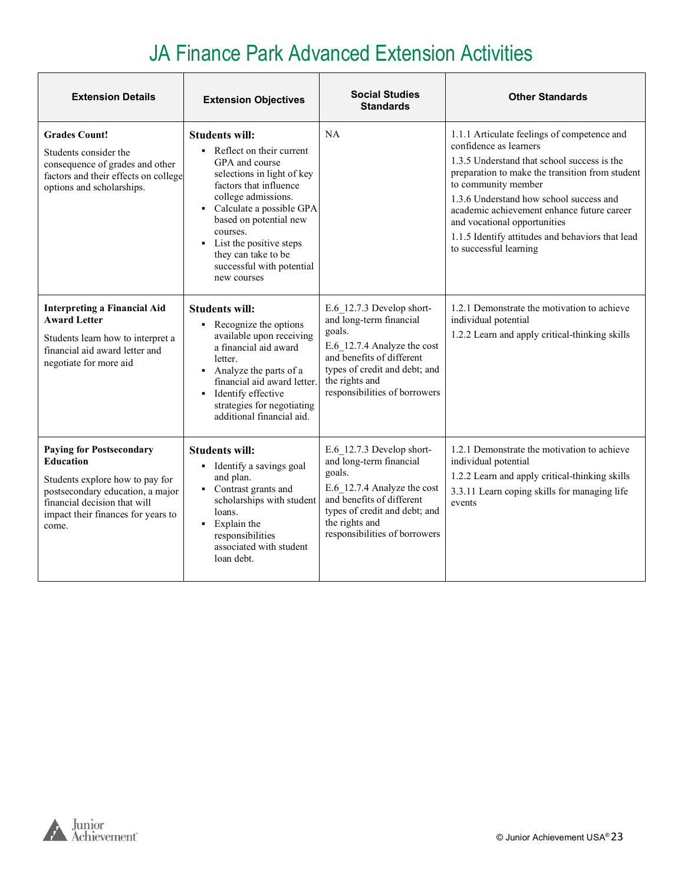# JA Finance Park Advanced Extension Activities

| Extension Details | Extension Objectives | Social Studies Standards | Other Standards |
|---|---|---|---|
| **Grades Count!**<br>Students consider the consequence of grades and other factors and their effects on college options and scholarships. | **Students will:**<br>▪ Reflect on their current GPA and course selections in light of key factors that influence college admissions.<br>▪ Calculate a possible GPA based on potential new courses.<br>▪ List the positive steps they can take to be successful with potential new courses | NA | 1.1.1 Articulate feelings of competence and confidence as learners<br>1.3.5 Understand that school success is the preparation to make the transition from student to community member<br>1.3.6 Understand how school success and academic achievement enhance future career and vocational opportunities<br>1.1.5 Identify attitudes and behaviors that lead to successful learning |
| **Interpreting a Financial Aid Award Letter**<br>Students learn how to interpret a financial aid award letter and negotiate for more aid | **Students will:**<br>▪ Recognize the options available upon receiving a financial aid award letter.<br>▪ Analyze the parts of a financial aid award letter.<br>▪ Identify effective strategies for negotiating additional financial aid. | E.6_12.7.3 Develop short- and long-term financial goals.<br>E.6_12.7.4 Analyze the cost and benefits of different types of credit and debt; and the rights and responsibilities of borrowers | 1.2.1 Demonstrate the motivation to achieve individual potential<br>1.2.2 Learn and apply critical-thinking skills |
| **Paying for Postsecondary Education**<br>Students explore how to pay for postsecondary education, a major financial decision that will impact their finances for years to come. | **Students will:**<br>▪ Identify a savings goal and plan.<br>▪ Contrast grants and scholarships with student loans.<br>▪ Explain the responsibilities associated with student loan debt. | E.6_12.7.3 Develop short- and long-term financial goals.<br>E.6_12.7.4 Analyze the cost and benefits of different types of credit and debt; and the rights and responsibilities of borrowers | 1.2.1 Demonstrate the motivation to achieve individual potential<br>1.2.2 Learn and apply critical-thinking skills<br>3.3.11 Learn coping skills for managing life events |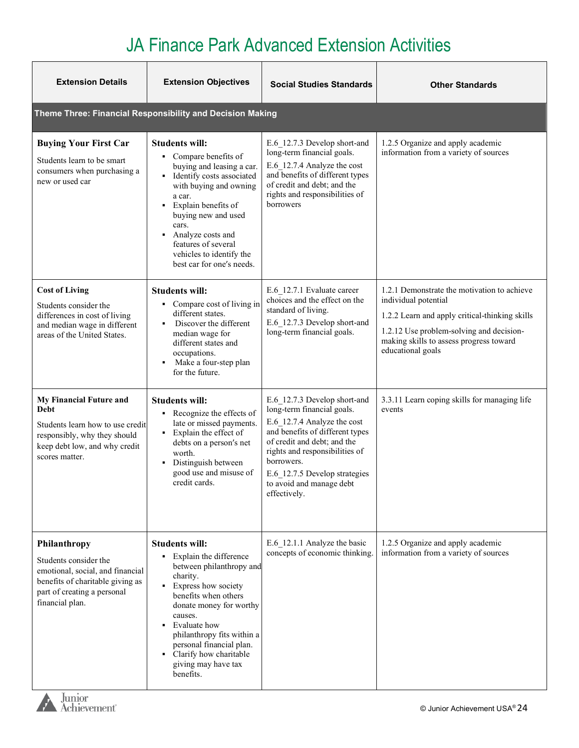# JA Finance Park Advanced Extension Activities

| Extension Details | Extension Objectives | Social Studies Standards | Other Standards |
|---|---|---|---|
| **Theme Three: Financial Responsibility and Decision Making** | | | |
| **Buying Your First Car**<br>Students learn to be smart consumers when purchasing a new or used car | **Students will:**<br>▪ Compare benefits of buying and leasing a car.<br>▪ Identify costs associated with buying and owning a car.<br>▪ Explain benefits of buying new and used cars.<br>▪ Analyze costs and features of several vehicles to identify the best car for one′s needs. | E.6_12.7.3 Develop short-and long-term financial goals.<br>E.6_12.7.4 Analyze the cost and benefits of different types of credit and debt; and the rights and responsibilities of borrowers | 1.2.5 Organize and apply academic information from a variety of sources |
| **Cost of Living**<br>Students consider the differences in cost of living and median wage in different areas of the United States. | **Students will:**<br>▪ Compare cost of living in different states.<br>▪ Discover the different median wage for different states and occupations.<br>▪ Make a four-step plan for the future. | E.6_12.7.1 Evaluate career choices and the effect on the standard of living.<br>E.6_12.7.3 Develop short-and long-term financial goals. | 1.2.1 Demonstrate the motivation to achieve individual potential<br>1.2.2 Learn and apply critical-thinking skills<br>1.2.12 Use problem-solving and decision-making skills to assess progress toward educational goals |
| **My Financial Future and Debt**<br>Students learn how to use credit responsibly, why they should keep debt low, and why credit scores matter. | **Students will:**<br>▪ Recognize the effects of late or missed payments.<br>▪ Explain the effect of debts on a person′s net worth.<br>▪ Distinguish between good use and misuse of credit cards. | E.6_12.7.3 Develop short-and long-term financial goals.<br>E.6_12.7.4 Analyze the cost and benefits of different types of credit and debt; and the rights and responsibilities of borrowers.<br>E.6_12.7.5 Develop strategies to avoid and manage debt effectively. | 3.3.11 Learn coping skills for managing life events |
| **Philanthropy**<br>Students consider the emotional, social, and financial benefits of charitable giving as part of creating a personal financial plan. | **Students will:**<br>▪ Explain the difference between philanthropy and charity.<br>▪ Express how society benefits when others donate money for worthy causes.<br>▪ Evaluate how philanthropy fits within a personal financial plan.<br>▪ Clarify how charitable giving may have tax benefits. | E.6_12.1.1 Analyze the basic concepts of economic thinking. | 1.2.5 Organize and apply academic information from a variety of sources |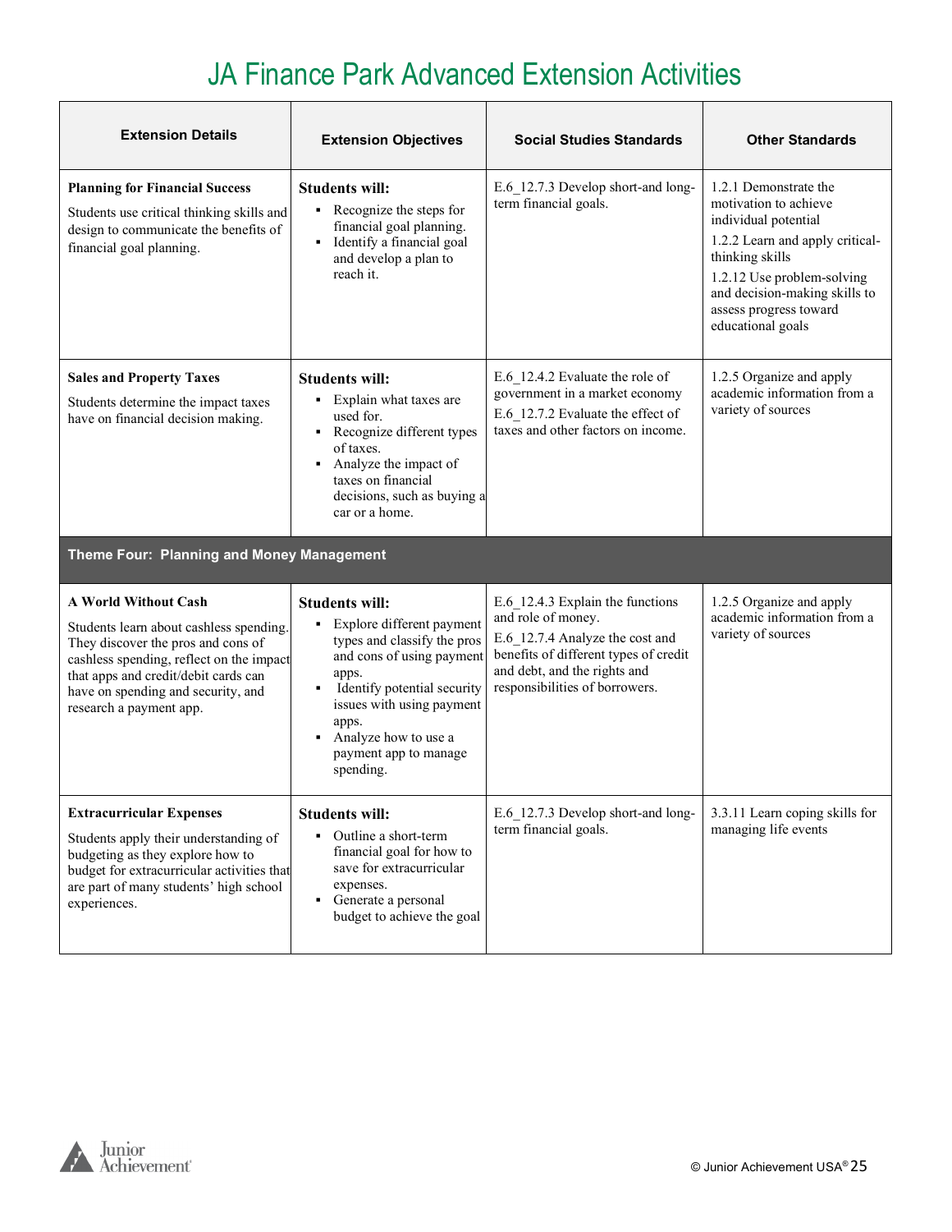# JA Finance Park Advanced Extension Activities

| Extension Details | Extension Objectives | Social Studies Standards | Other Standards |
|---|---|---|---|
| **Planning for Financial Success**<br>Students use critical thinking skills and design to communicate the benefits of financial goal planning. | **Students will:**<br>▪ Recognize the steps for financial goal planning.<br>▪ Identify a financial goal and develop a plan to reach it. | E.6_12.7.3 Develop short-and long-term financial goals. | 1.2.1 Demonstrate the motivation to achieve individual potential<br>1.2.2 Learn and apply critical-thinking skills<br>1.2.12 Use problem-solving and decision-making skills to assess progress toward educational goals |
| **Sales and Property Taxes**<br>Students determine the impact taxes have on financial decision making. | **Students will:**<br>▪ Explain what taxes are used for.<br>▪ Recognize different types of taxes.<br>▪ Analyze the impact of taxes on financial decisions, such as buying a car or a home. | E.6_12.4.2 Evaluate the role of government in a market economy<br>E.6_12.7.2 Evaluate the effect of taxes and other factors on income. | 1.2.5 Organize and apply academic information from a variety of sources |
| **Theme Four: Planning and Money Management** | | | |
| **A World Without Cash**<br>Students learn about cashless spending. They discover the pros and cons of cashless spending, reflect on the impact that apps and credit/debit cards can have on spending and security, and research a payment app. | **Students will:**<br>▪ Explore different payment types and classify the pros and cons of using payment apps.<br>▪ Identify potential security issues with using payment apps.<br>▪ Analyze how to use a payment app to manage spending. | E.6_12.4.3 Explain the functions and role of money.<br>E.6_12.7.4 Analyze the cost and benefits of different types of credit and debt, and the rights and responsibilities of borrowers. | 1.2.5 Organize and apply academic information from a variety of sources |
| **Extracurricular Expenses**<br>Students apply their understanding of budgeting as they explore how to budget for extracurricular activities that are part of many students' high school experiences. | **Students will:**<br>▪ Outline a short-term financial goal for how to save for extracurricular expenses.<br>▪ Generate a personal budget to achieve the goal | E.6_12.7.3 Develop short-and long-term financial goals. | 3.3.11 Learn coping skills for managing life events |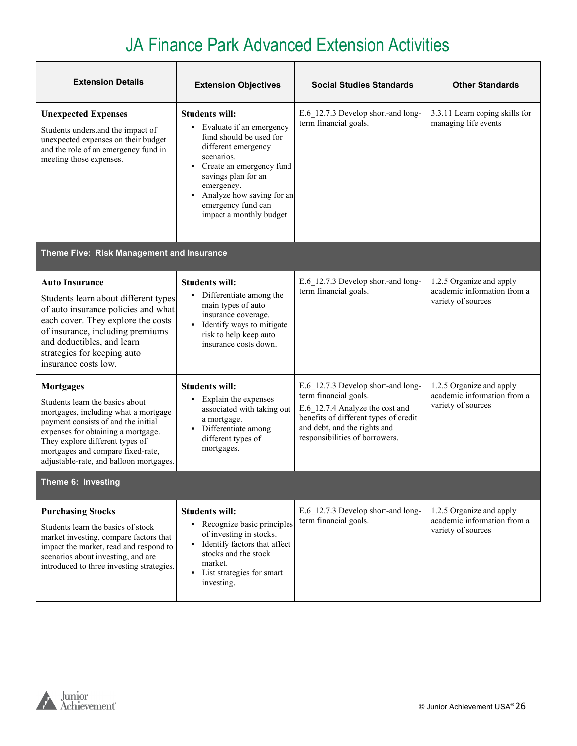# JA Finance Park Advanced Extension Activities

| Extension Details | Extension Objectives | Social Studies Standards | Other Standards |
|---|---|---|---|
| **Unexpected Expenses**<br>Students understand the impact of unexpected expenses on their budget and the role of an emergency fund in meeting those expenses. | **Students will:**<br>▪ Evaluate if an emergency fund should be used for different emergency scenarios.<br>▪ Create an emergency fund savings plan for an emergency.<br>▪ Analyze how saving for an emergency fund can impact a monthly budget. | E.6_12.7.3 Develop short-and long-term financial goals. | 3.3.11 Learn coping skills for managing life events |
| **Theme Five: Risk Management and Insurance** | | | |
| **Auto Insurance**<br>Students learn about different types of auto insurance policies and what each cover. They explore the costs of insurance, including premiums and deductibles, and learn strategies for keeping auto insurance costs low. | **Students will:**<br>▪ Differentiate among the main types of auto insurance coverage.<br>▪ Identify ways to mitigate risk to help keep auto insurance costs down. | E.6_12.7.3 Develop short-and long-term financial goals. | 1.2.5 Organize and apply academic information from a variety of sources |
| **Mortgages**<br>Students learn the basics about mortgages, including what a mortgage payment consists of and the initial expenses for obtaining a mortgage. They explore different types of mortgages and compare fixed-rate, adjustable-rate, and balloon mortgages. | **Students will:**<br>▪ Explain the expenses associated with taking out a mortgage.<br>▪ Differentiate among different types of mortgages. | E.6_12.7.3 Develop short-and long-term financial goals.<br>E.6_12.7.4 Analyze the cost and benefits of different types of credit and debt, and the rights and responsibilities of borrowers. | 1.2.5 Organize and apply academic information from a variety of sources |
| **Theme 6: Investing** | | | |
| **Purchasing Stocks**<br>Students learn the basics of stock market investing, compare factors that impact the market, read and respond to scenarios about investing, and are introduced to three investing strategies. | **Students will:**<br>▪ Recognize basic principles of investing in stocks.<br>▪ Identify factors that affect stocks and the stock market.<br>▪ List strategies for smart investing. | E.6_12.7.3 Develop short-and long-term financial goals. | 1.2.5 Organize and apply academic information from a variety of sources |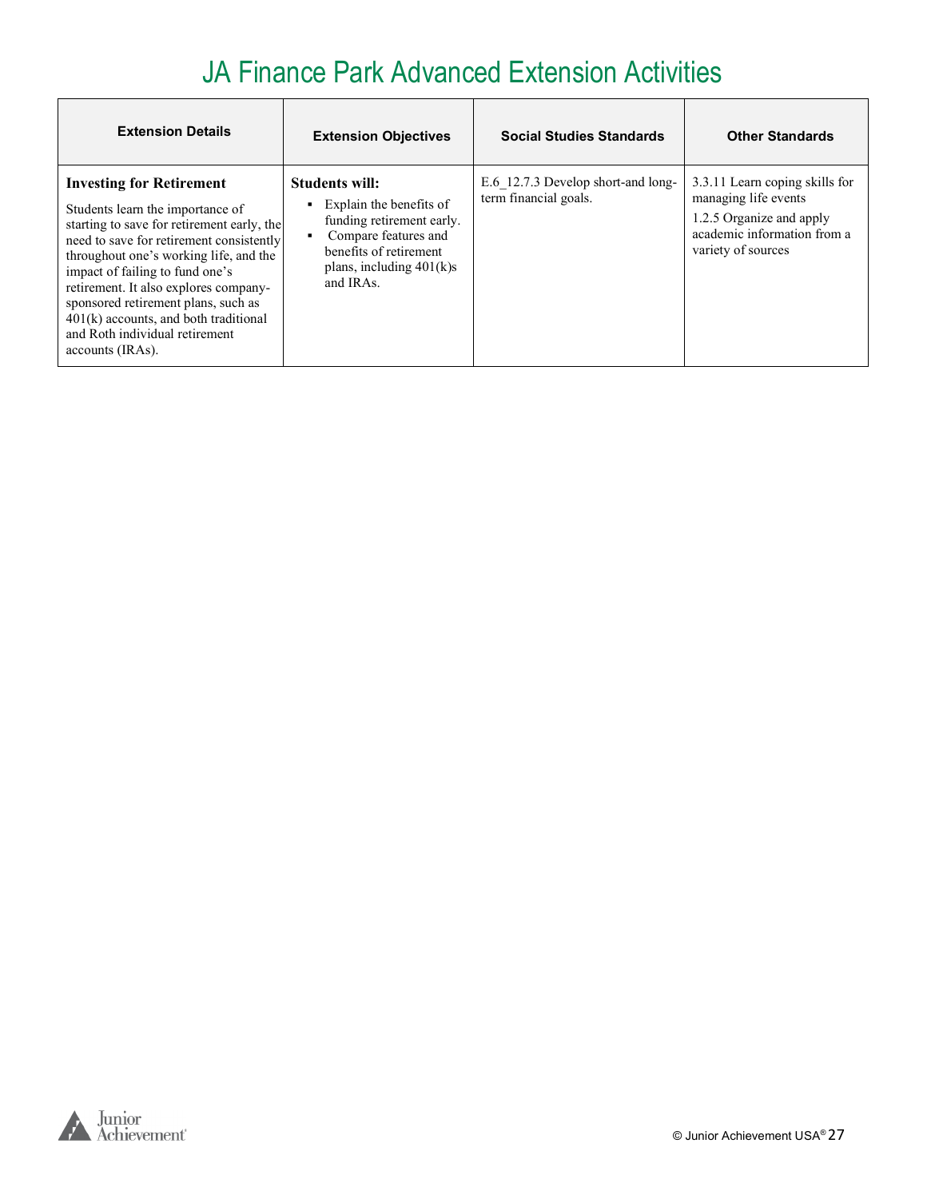# JA Finance Park Advanced Extension Activities

| Extension Details | Extension Objectives | Social Studies Standards | Other Standards |
|---|---|---|---|
| **Investing for Retirement**<br>Students learn the importance of starting to save for retirement early, the need to save for retirement consistently throughout one's working life, and the impact of failing to fund one's retirement. It also explores company-sponsored retirement plans, such as 401(k) accounts, and both traditional and Roth individual retirement accounts (IRAs). | **Students will:**<br>▪ Explain the benefits of funding retirement early.<br>▪ Compare features and benefits of retirement plans, including 401(k)s and IRAs. | E.6_12.7.3 Develop short-and long-term financial goals. | 3.3.11 Learn coping skills for managing life events<br>1.2.5 Organize and apply academic information from a variety of sources |